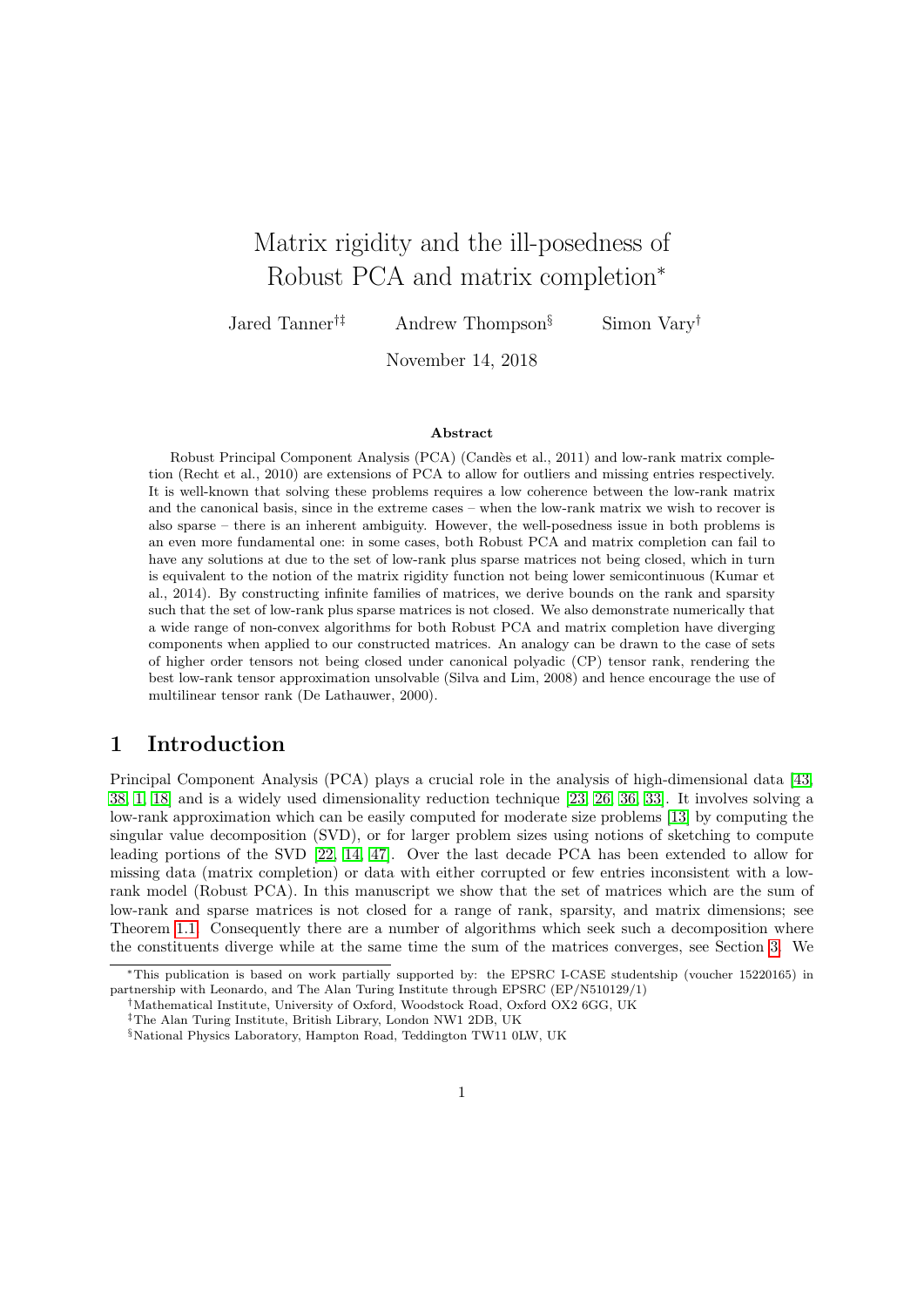# Matrix rigidity and the ill-posedness of Robust PCA and matrix completion*

Jared Tanner[†‡] Andrew Thompson[§] Simon Vary[†]

November 14, 2018

### Abstract

Robust Principal Component Analysis (PCA) (Candès et al., 2011) and low-rank matrix completion (Recht et al., 2010) are extensions of PCA to allow for outliers and missing entries respectively. It is well-known that solving these problems requires a low coherence between the low-rank matrix and the canonical basis, since in the extreme cases – when the low-rank matrix we wish to recover is also sparse – there is an inherent ambiguity. However, the well-posedness issue in both problems is an even more fundamental one: in some cases, both Robust PCA and matrix completion can fail to have any solutions at due to the set of low-rank plus sparse matrices not being closed, which in turn is equivalent to the notion of the matrix rigidity function not being lower semicontinuous (Kumar et al., 2014). By constructing infinite families of matrices, we derive bounds on the rank and sparsity such that the set of low-rank plus sparse matrices is not closed. We also demonstrate numerically that a wide range of non-convex algorithms for both Robust PCA and matrix completion have diverging components when applied to our constructed matrices. An analogy can be drawn to the case of sets of higher order tensors not being closed under canonical polyadic (CP) tensor rank, rendering the best low-rank tensor approximation unsolvable (Silva and Lim, 2008) and hence encourage the use of multilinear tensor rank (De Lathauwer, 2000).

## 1 Introduction

Principal Component Analysis (PCA) plays a crucial role in the analysis of high-dimensional data [43, 38, 1, 18] and is a widely used dimensionality reduction technique [23, 26, 36, 33]. It involves solving a low-rank approximation which can be easily computed for moderate size problems [13] by computing the singular value decomposition (SVD), or for larger problem sizes using notions of sketching to compute leading portions of the SVD [22, 14, 47]. Over the last decade PCA has been extended to allow for missing data (matrix completion) or data with either corrupted or few entries inconsistent with a low-rank model (Robust PCA). In this manuscript we show that the set of matrices which are the sum of low-rank and sparse matrices is not closed for a range of rank, sparsity, and matrix dimensions; see Theorem 1.1. Consequently there are a number of algorithms which seek such a decomposition where the constituents diverge while at the same time the sum of the matrices converges, see Section 3. We

---

*This publication is based on work partially supported by: the EPSRC I-CASE studentship (voucher 15220165) in partnership with Leonardo, and The Alan Turing Institute through EPSRC (EP/N510129/1)

†Mathematical Institute, University of Oxford, Woodstock Road, Oxford OX2 6GG, UK

‡The Alan Turing Institute, British Library, London NW1 2DB, UK

§National Physics Laboratory, Hampton Road, Teddington TW11 0LW, UK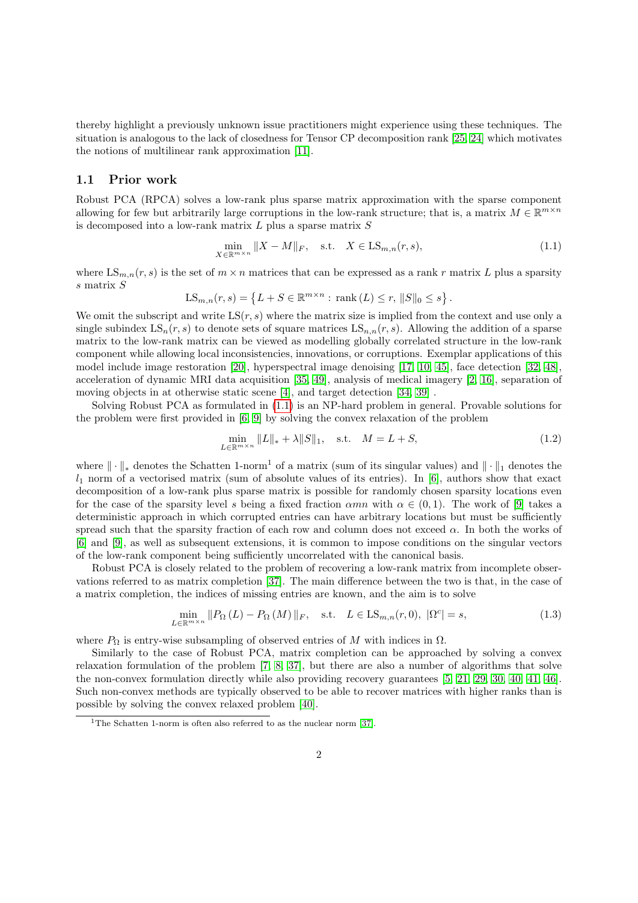thereby highlight a previously unknown issue practitioners might experience using these techniques. The situation is analogous to the lack of closedness for Tensor CP decomposition rank [25, 24] which motivates the notions of multilinear rank approximation [11].

### 1.1 Prior work

Robust PCA (RPCA) solves a low-rank plus sparse matrix approximation with the sparse component allowing for few but arbitrarily large corruptions in the low-rank structure; that is, a matrix $M \in \mathbb{R}^{m\times n}$ is decomposed into a low-rank matrix $L$ plus a sparse matrix $S$

$$\min_{X\in\mathbb{R}^{m\times n}} \|X - M\|_F, \quad \text{s.t.} \quad X \in \mathrm{LS}_{m,n}(r,s), \tag{1.1}$$

where $\mathrm{LS}_{m,n}(r,s)$ is the set of $m \times n$ matrices that can be expressed as a rank $r$ matrix $L$ plus a sparsity $s$ matrix $S$

$$\mathrm{LS}_{m,n}(r,s) = \left\{ L + S \in \mathbb{R}^{m\times n} : \operatorname{rank}(L) \le r, \ \|S\|_0 \le s \right\}.$$

We omit the subscript and write $\mathrm{LS}(r,s)$ where the matrix size is implied from the context and use only a single subindex $\mathrm{LS}_n(r,s)$ to denote sets of square matrices $\mathrm{LS}_{n,n}(r,s)$. Allowing the addition of a sparse matrix to the low-rank matrix can be viewed as modelling globally correlated structure in the low-rank component while allowing local inconsistencies, innovations, or corruptions. Exemplar applications of this model include image restoration [20], hyperspectral image denoising [17, 10, 45], face detection [32, 48], acceleration of dynamic MRI data acquisition [35, 49], analysis of medical imagery [2, 16], separation of moving objects in at otherwise static scene [4], and target detection [34, 39] .

Solving Robust PCA as formulated in (1.1) is an NP-hard problem in general. Provable solutions for the problem were first provided in [6, 9] by solving the convex relaxation of the problem

$$\min_{L\in\mathbb{R}^{m\times n}} \|L\|_* + \lambda\|S\|_1, \quad \text{s.t.} \quad M = L + S, \tag{1.2}$$

where $\|\cdot\|_*$ denotes the Schatten 1-norm[1] of a matrix (sum of its singular values) and $\|\cdot\|_1$ denotes the $l_1$ norm of a vectorised matrix (sum of absolute values of its entries). In [6], authors show that exact decomposition of a low-rank plus sparse matrix is possible for randomly chosen sparsity locations even for the case of the sparsity level $s$ being a fixed fraction $\alpha mn$ with $\alpha \in (0,1)$. The work of [9] takes a deterministic approach in which corrupted entries can have arbitrary locations but must be sufficiently spread such that the sparsity fraction of each row and column does not exceed $\alpha$. In both the works of [6] and [9], as well as subsequent extensions, it is common to impose conditions on the singular vectors of the low-rank component being sufficiently uncorrelated with the canonical basis.

Robust PCA is closely related to the problem of recovering a low-rank matrix from incomplete observations referred to as matrix completion [37]. The main difference between the two is that, in the case of a matrix completion, the indices of missing entries are known, and the aim is to solve

$$\min_{L\in\mathbb{R}^{m\times n}} \|P_\Omega(L) - P_\Omega(M)\|_F, \quad \text{s.t.} \quad L \in \mathrm{LS}_{m,n}(r,0), \ |\Omega^c| = s, \tag{1.3}$$

where $P_\Omega$ is entry-wise subsampling of observed entries of $M$ with indices in $\Omega$.

Similarly to the case of Robust PCA, matrix completion can be approached by solving a convex relaxation formulation of the problem [7, 8, 37], but there are also a number of algorithms that solve the non-convex formulation directly while also providing recovery guarantees [5, 21, 29, 30, 40, 41, 46]. Such non-convex methods are typically observed to be able to recover matrices with higher ranks than is possible by solving the convex relaxed problem [40].

[1] The Schatten 1-norm is often also referred to as the nuclear norm [37].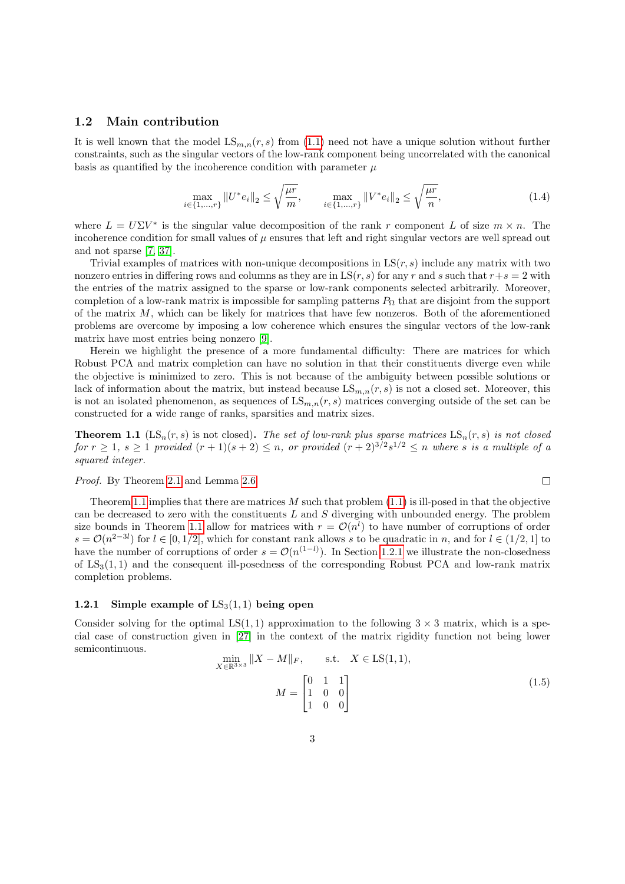## 1.2 Main contribution

It is well known that the model $\mathrm{LS}_{m,n}(r,s)$ from (1.1) need not have a unique solution without further constraints, such as the singular vectors of the low-rank component being uncorrelated with the canonical basis as quantified by the incoherence condition with parameter $\mu$

$$\max_{i\in\{1,\ldots,r\}} \|U^* e_i\|_2 \leq \sqrt{\frac{\mu r}{m}}, \qquad \max_{i\in\{1,\ldots,r\}} \|V^* e_i\|_2 \leq \sqrt{\frac{\mu r}{n}}, \tag{1.4}$$

where $L = U\Sigma V^*$ is the singular value decomposition of the rank $r$ component $L$ of size $m \times n$. The incoherence condition for small values of $\mu$ ensures that left and right singular vectors are well spread out and not sparse [7, 37].

Trivial examples of matrices with non-unique decompositions in $\mathrm{LS}(r,s)$ include any matrix with two nonzero entries in differing rows and columns as they are in $\mathrm{LS}(r,s)$ for any $r$ and $s$ such that $r+s=2$ with the entries of the matrix assigned to the sparse or low-rank components selected arbitrarily. Moreover, completion of a low-rank matrix is impossible for sampling patterns $P_\Omega$ that are disjoint from the support of the matrix $M$, which can be likely for matrices that have few nonzeros. Both of the aforementioned problems are overcome by imposing a low coherence which ensures the singular vectors of the low-rank matrix have most entries being nonzero [9].

Herein we highlight the presence of a more fundamental difficulty: There are matrices for which Robust PCA and matrix completion can have no solution in that their constituents diverge even while the objective is minimized to zero. This is not because of the ambiguity between possible solutions or lack of information about the matrix, but instead because $\mathrm{LS}_{m,n}(r,s)$ is not a closed set. Moreover, this is not an isolated phenomenon, as sequences of $\mathrm{LS}_{m,n}(r,s)$ matrices converging outside of the set can be constructed for a wide range of ranks, sparsities and matrix sizes.

**Theorem 1.1** ($\mathrm{LS}_n(r,s)$ is not closed)**.** *The set of low-rank plus sparse matrices $\mathrm{LS}_n(r,s)$ is not closed for $r \geq 1$, $s \geq 1$ provided $(r+1)(s+2) \leq n$, or provided $(r+2)^{3/2}s^{1/2} \leq n$ where $s$ is a multiple of a squared integer.*

*Proof.* By Theorem 2.1 and Lemma 2.6. ∎

Theorem 1.1 implies that there are matrices $M$ such that problem (1.1) is ill-posed in that the objective can be decreased to zero with the constituents $L$ and $S$ diverging with unbounded energy. The problem size bounds in Theorem 1.1 allow for matrices with $r = \mathcal{O}(n^l)$ to have number of corruptions of order $s = \mathcal{O}(n^{2-3l})$ for $l \in [0, 1/2]$, which for constant rank allows $s$ to be quadratic in $n$, and for $l \in (1/2, 1]$ to have the number of corruptions of order $s = \mathcal{O}(n^{(1-l)})$. In Section 1.2.1 we illustrate the non-closedness of $\mathrm{LS}_3(1,1)$ and the consequent ill-posedness of the corresponding Robust PCA and low-rank matrix completion problems.

### 1.2.1 Simple example of $\mathrm{LS}_3(1,1)$ being open

Consider solving for the optimal $\mathrm{LS}(1,1)$ approximation to the following $3\times 3$ matrix, which is a special case of construction given in [27] in the context of the matrix rigidity function not being lower semicontinuous.

$$\min_{X\in\mathbb{R}^{3\times 3}} \|X - M\|_F, \qquad \text{s.t.} \quad X \in \mathrm{LS}(1,1),$$
$$M = \begin{bmatrix} 0 & 1 & 1 \\ 1 & 0 & 0 \\ 1 & 0 & 0 \end{bmatrix} \tag{1.5}$$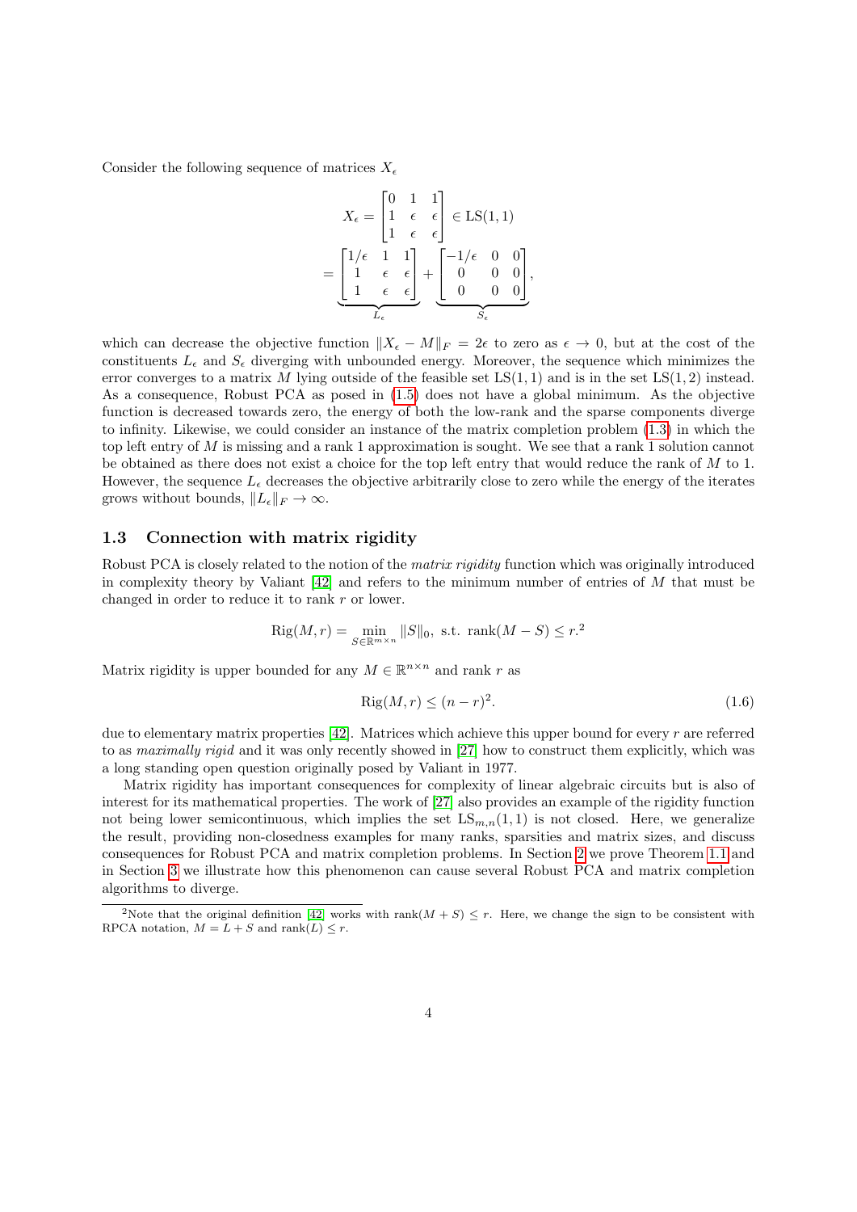Consider the following sequence of matrices $X_\epsilon$

$$
\begin{aligned}
X_\epsilon &= \begin{bmatrix} 0 & 1 & 1 \\ 1 & \epsilon & \epsilon \\ 1 & \epsilon & \epsilon \end{bmatrix} \in \mathrm{LS}(1,1) \\
&= \underbrace{\begin{bmatrix} 1/\epsilon & 1 & 1 \\ 1 & \epsilon & \epsilon \\ 1 & \epsilon & \epsilon \end{bmatrix}}_{L_\epsilon} + \underbrace{\begin{bmatrix} -1/\epsilon & 0 & 0 \\ 0 & 0 & 0 \\ 0 & 0 & 0 \end{bmatrix}}_{S_\epsilon},
\end{aligned}
$$

which can decrease the objective function $\|X_\epsilon - M\|_F = 2\epsilon$ to zero as $\epsilon \to 0$, but at the cost of the constituents $L_\epsilon$ and $S_\epsilon$ diverging with unbounded energy. Moreover, the sequence which minimizes the error converges to a matrix $M$ lying outside of the feasible set $\mathrm{LS}(1,1)$ and is in the set $\mathrm{LS}(1,2)$ instead. As a consequence, Robust PCA as posed in (1.5) does not have a global minimum. As the objective function is decreased towards zero, the energy of both the low-rank and the sparse components diverge to infinity. Likewise, we could consider an instance of the matrix completion problem (1.3) in which the top left entry of $M$ is missing and a rank 1 approximation is sought. We see that a rank 1 solution cannot be obtained as there does not exist a choice for the top left entry that would reduce the rank of $M$ to 1. However, the sequence $L_\epsilon$ decreases the objective arbitrarily close to zero while the energy of the iterates grows without bounds, $\|L_\epsilon\|_F \to \infty$.

### 1.3 Connection with matrix rigidity

Robust PCA is closely related to the notion of the *matrix rigidity* function which was originally introduced in complexity theory by Valiant [42] and refers to the minimum number of entries of $M$ that must be changed in order to reduce it to rank $r$ or lower.

$$
\mathrm{Rig}(M, r) = \min_{S \in \mathbb{R}^{m \times n}} \|S\|_0, \text{ s.t. } \mathrm{rank}(M - S) \leq r.^2
$$

Matrix rigidity is upper bounded for any $M \in \mathbb{R}^{n \times n}$ and rank $r$ as

$$
\mathrm{Rig}(M, r) \leq (n - r)^2. \tag{1.6}
$$

due to elementary matrix properties [42]. Matrices which achieve this upper bound for every $r$ are referred to as *maximally rigid* and it was only recently showed in [27] how to construct them explicitly, which was a long standing open question originally posed by Valiant in 1977.

Matrix rigidity has important consequences for complexity of linear algebraic circuits but is also of interest for its mathematical properties. The work of [27] also provides an example of the rigidity function not being lower semicontinuous, which implies the set $\mathrm{LS}_{m,n}(1,1)$ is not closed. Here, we generalize the result, providing non-closedness examples for many ranks, sparsities and matrix sizes, and discuss consequences for Robust PCA and matrix completion problems. In Section 2 we prove Theorem 1.1 and in Section 3 we illustrate how this phenomenon can cause several Robust PCA and matrix completion algorithms to diverge.

[2] Note that the original definition [42] works with $\mathrm{rank}(M + S) \leq r$. Here, we change the sign to be consistent with RPCA notation, $M = L + S$ and $\mathrm{rank}(L) \leq r$.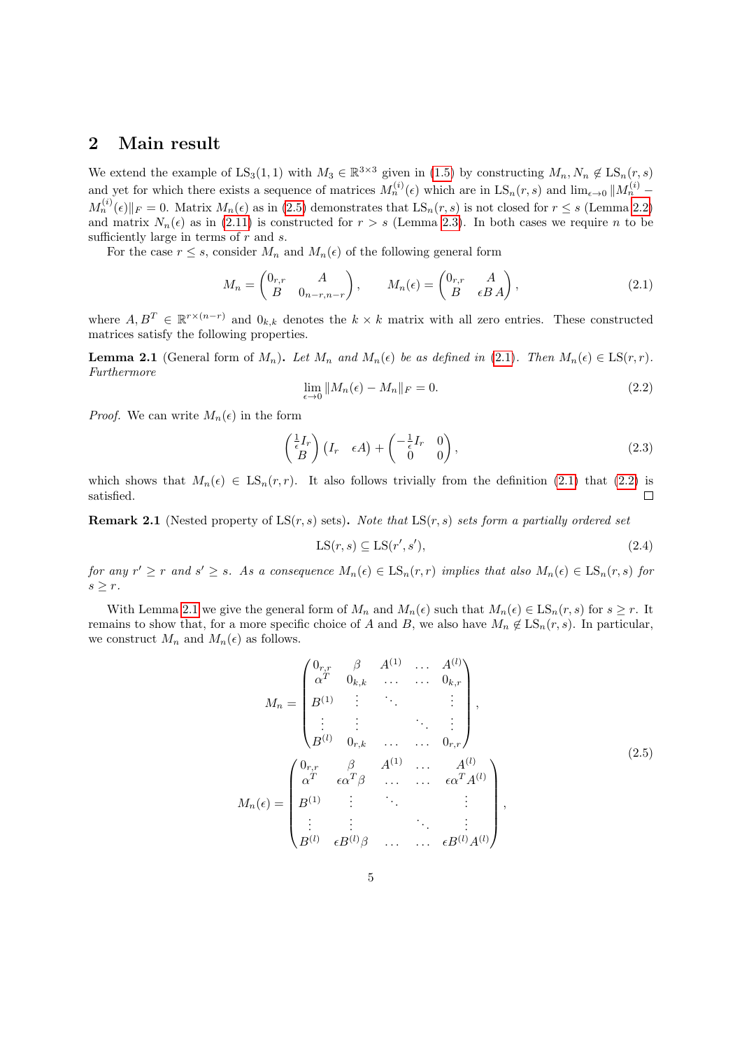## 2 Main result

We extend the example of $\mathrm{LS}_3(1,1)$ with $M_3 \in \mathbb{R}^{3\times 3}$ given in (1.5) by constructing $M_n, N_n \notin \mathrm{LS}_n(r,s)$ and yet for which there exists a sequence of matrices $M_n^{(i)}(\epsilon)$ which are in $\mathrm{LS}_n(r,s)$ and $\lim_{\epsilon\to 0}\|M_n^{(i)} - M_n^{(i)}(\epsilon)\|_F = 0$. Matrix $M_n(\epsilon)$ as in (2.5) demonstrates that $\mathrm{LS}_n(r,s)$ is not closed for $r \le s$ (Lemma 2.2) and matrix $N_n(\epsilon)$ as in (2.11) is constructed for $r > s$ (Lemma 2.3). In both cases we require $n$ to be sufficiently large in terms of $r$ and $s$.

For the case $r \le s$, consider $M_n$ and $M_n(\epsilon)$ of the following general form

$$
M_n = \begin{pmatrix} 0_{r,r} & A \\ B & 0_{n-r,n-r} \end{pmatrix}, \qquad M_n(\epsilon) = \begin{pmatrix} 0_{r,r} & A \\ B & \epsilon B\, A \end{pmatrix}, \tag{2.1}
$$

where $A, B^T \in \mathbb{R}^{r\times(n-r)}$ and $0_{k,k}$ denotes the $k\times k$ matrix with all zero entries. These constructed matrices satisfy the following properties.

**Lemma 2.1** (General form of $M_n$)**.** *Let $M_n$ and $M_n(\epsilon)$ be as defined in (2.1). Then $M_n(\epsilon) \in \mathrm{LS}(r,r)$. Furthermore*

$$
\lim_{\epsilon\to 0}\|M_n(\epsilon) - M_n\|_F = 0. \tag{2.2}
$$

*Proof.* We can write $M_n(\epsilon)$ in the form

$$
\begin{pmatrix} \frac{1}{\epsilon} I_r \\ B \end{pmatrix} \begin{pmatrix} I_r & \epsilon A \end{pmatrix} + \begin{pmatrix} -\frac{1}{\epsilon} I_r & 0 \\ 0 & 0 \end{pmatrix}, \tag{2.3}
$$

which shows that $M_n(\epsilon) \in \mathrm{LS}_n(r,r)$. It also follows trivially from the definition (2.1) that (2.2) is satisfied. $\square$

**Remark 2.1** (Nested property of $\mathrm{LS}(r,s)$ sets)**.** *Note that $\mathrm{LS}(r,s)$ sets form a partially ordered set*

$$
\mathrm{LS}(r,s) \subseteq \mathrm{LS}(r',s'), \tag{2.4}
$$

*for any $r' \ge r$ and $s' \ge s$. As a consequence $M_n(\epsilon) \in \mathrm{LS}_n(r,r)$ implies that also $M_n(\epsilon) \in \mathrm{LS}_n(r,s)$ for $s \ge r$.*

With Lemma 2.1 we give the general form of $M_n$ and $M_n(\epsilon)$ such that $M_n(\epsilon) \in \mathrm{LS}_n(r,s)$ for $s \ge r$. It remains to show that, for a more specific choice of $A$ and $B$, we also have $M_n \notin \mathrm{LS}_n(r,s)$. In particular, we construct $M_n$ and $M_n(\epsilon)$ as follows.

$$
\begin{aligned}
M_n &= \begin{pmatrix} 0_{r,r} & \beta & A^{(1)} & \dots & A^{(l)} \\ \alpha^T & 0_{k,k} & \dots & \dots & 0_{k,r} \\ B^{(1)} & \vdots & \ddots & & \vdots \\ \vdots & \vdots & & \ddots & \vdots \\ B^{(l)} & 0_{r,k} & \dots & \dots & 0_{r,r} \end{pmatrix}, \\
M_n(\epsilon) &= \begin{pmatrix} 0_{r,r} & \beta & A^{(1)} & \dots & A^{(l)} \\ \alpha^T & \epsilon\alpha^T\beta & \dots & \dots & \epsilon\alpha^T A^{(l)} \\ B^{(1)} & \vdots & \ddots & & \vdots \\ \vdots & \vdots & & \ddots & \vdots \\ B^{(l)} & \epsilon B^{(l)}\beta & \dots & \dots & \epsilon B^{(l)} A^{(l)} \end{pmatrix},
\end{aligned} \tag{2.5}
$$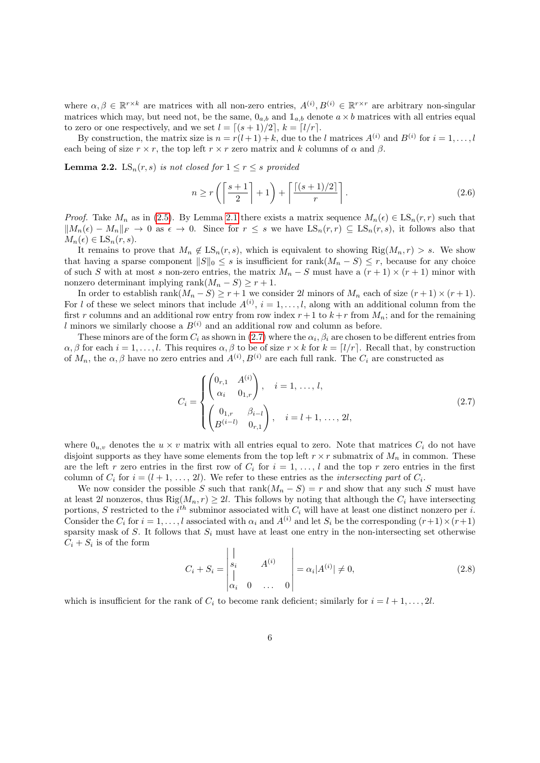where $\alpha, \beta \in \mathbb{R}^{r\times k}$ are matrices with all non-zero entries, $A^{(i)}, B^{(i)} \in \mathbb{R}^{r\times r}$ are arbitrary non-singular matrices which may, but need not, be the same, $0_{a,b}$ and $\mathbb{1}_{a,b}$ denote $a \times b$ matrices with all entries equal to zero or one respectively, and we set $l = \lceil (s+1)/2 \rceil$, $k = \lceil l/r \rceil$.

By construction, the matrix size is $n = r(l+1)+k$, due to the $l$ matrices $A^{(i)}$ and $B^{(i)}$ for $i = 1, \ldots, l$ each being of size $r \times r$, the top left $r \times r$ zero matrix and $k$ columns of $\alpha$ and $\beta$.

**Lemma 2.2.** *$\mathrm{LS}_n(r, s)$ is not closed for $1 \le r \le s$ provided*

$$n \ge r\left(\left\lceil \frac{s+1}{2} \right\rceil + 1\right) + \left\lceil \frac{\lceil (s+1)/2 \rceil}{r} \right\rceil. \tag{2.6}$$

*Proof.* Take $M_n$ as in (2.5). By Lemma 2.1 there exists a matrix sequence $M_n(\epsilon) \in \mathrm{LS}_n(r, r)$ such that $\|M_n(\epsilon) - M_n\|_F \to 0$ as $\epsilon \to 0$. Since for $r \le s$ we have $\mathrm{LS}_n(r, r) \subseteq \mathrm{LS}_n(r, s)$, it follows also that $M_n(\epsilon) \in \mathrm{LS}_n(r, s)$.

It remains to prove that $M_n \notin \mathrm{LS}_n(r, s)$, which is equivalent to showing $\mathrm{Rig}(M_n, r) > s$. We show that having a sparse component $\|S\|_0 \le s$ is insufficient for $\mathrm{rank}(M_n - S) \le r$, because for any choice of such $S$ with at most $s$ non-zero entries, the matrix $M_n - S$ must have a $(r+1) \times (r+1)$ minor with nonzero determinant implying $\mathrm{rank}(M_n - S) \ge r+1$.

In order to establish $\mathrm{rank}(M_n - S) \ge r+1$ we consider $2l$ minors of $M_n$ each of size $(r+1)\times(r+1)$. For $l$ of these we select minors that include $A^{(i)}$, $i = 1, \ldots, l$, along with an additional column from the first $r$ columns and an additional row entry from row index $r+1$ to $k+r$ from $M_n$; and for the remaining $l$ minors we similarly choose a $B^{(i)}$ and an additional row and column as before.

These minors are of the form $C_i$ as shown in (2.7) where the $\alpha_i, \beta_i$ are chosen to be different entries from $\alpha, \beta$ for each $i = 1, \ldots, l$. This requires $\alpha, \beta$ to be of size $r \times k$ for $k = \lceil l/r \rceil$. Recall that, by construction of $M_n$, the $\alpha, \beta$ have no zero entries and $A^{(i)}, B^{(i)}$ are each full rank. The $C_i$ are constructed as

$$C_i = \begin{cases} \begin{pmatrix} 0_{r,1} & A^{(i)} \\ \alpha_i & 0_{1,r} \end{pmatrix}, & i = 1, \ldots, l, \\[2ex] \begin{pmatrix} 0_{1,r} & \beta_{i-l} \\ B^{(i-l)} & 0_{r,1} \end{pmatrix}, & i = l+1, \ldots, 2l, \end{cases} \tag{2.7}$$

where $0_{u,v}$ denotes the $u \times v$ matrix with all entries equal to zero. Note that matrices $C_i$ do not have disjoint supports as they have some elements from the top left $r \times r$ submatrix of $M_n$ in common. These are the left $r$ zero entries in the first row of $C_i$ for $i = 1, \ldots, l$ and the top $r$ zero entries in the first column of $C_i$ for $i = (l+1, \ldots, 2l)$. We refer to these entries as the *intersecting part* of $C_i$.

We now consider the possible $S$ such that $\mathrm{rank}(M_n - S) = r$ and show that any such $S$ must have at least $2l$ nonzeros, thus $\mathrm{Rig}(M_n, r) \ge 2l$. This follows by noting that although the $C_i$ have intersecting portions, $S$ restricted to the $i^{th}$ subminor associated with $C_i$ will have at least one distinct nonzero per $i$. Consider the $C_i$ for $i = 1, \ldots, l$ associated with $\alpha_i$ and $A^{(i)}$ and let $S_i$ be the corresponding $(r+1)\times(r+1)$ sparsity mask of $S$. It follows that $S_i$ must have at least one entry in the non-intersecting set otherwise $C_i + S_i$ is of the form

$$C_i + S_i = \begin{vmatrix} \big| & & & \\ s_i & & A^{(i)} & \\ \big| & & & \\ \alpha_i & 0 & \ldots & 0 \end{vmatrix} = \alpha_i |A^{(i)}| \ne 0, \tag{2.8}$$

which is insufficient for the rank of $C_i$ to become rank deficient; similarly for $i = l+1, \ldots, 2l$.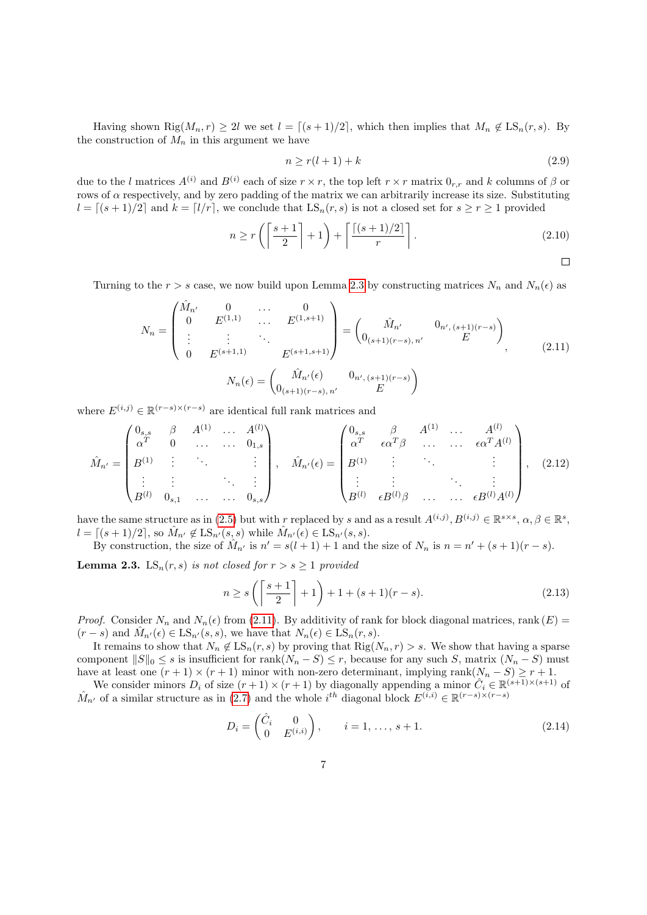Having shown $\mathrm{Rig}(M_n, r) \geq 2l$ we set $l = \lceil (s+1)/2 \rceil$, which then implies that $M_n \notin \mathrm{LS}_n(r,s)$. By the construction of $M_n$ in this argument we have

$$n \geq r(l+1) + k \tag{2.9}$$

due to the $l$ matrices $A^{(i)}$ and $B^{(i)}$ each of size $r \times r$, the top left $r \times r$ matrix $0_{r,r}$ and $k$ columns of $\beta$ or rows of $\alpha$ respectively, and by zero padding of the matrix we can arbitrarily increase its size. Substituting $l = \lceil (s+1)/2 \rceil$ and $k = \lceil l/r \rceil$, we conclude that $\mathrm{LS}_n(r,s)$ is not a closed set for $s \geq r \geq 1$ provided

$$n \geq r\left(\left\lceil \frac{s+1}{2} \right\rceil + 1\right) + \left\lceil \frac{\lceil (s+1)/2 \rceil}{r} \right\rceil. \tag{2.10}$$

□

Turning to the $r > s$ case, we now build upon Lemma 2.3 by constructing matrices $N_n$ and $N_n(\epsilon)$ as

$$N_n = \begin{pmatrix} \hat{M}_{n'} & 0 & \dots & 0 \\ 0 & E^{(1,1)} & \dots & E^{(1,s+1)} \\ \vdots & \vdots & \ddots & \\ 0 & E^{(s+1,1)} & & E^{(s+1,s+1)} \end{pmatrix} = \begin{pmatrix} \hat{M}_{n'} & 0_{n',\,(s+1)(r-s)} \\ 0_{(s+1)(r-s),\,n'} & E \end{pmatrix}, \tag{2.11}$$

$$N_n(\epsilon) = \begin{pmatrix} \hat{M}_{n'}(\epsilon) & 0_{n',\,(s+1)(r-s)} \\ 0_{(s+1)(r-s),\,n'} & E \end{pmatrix}$$

where $E^{(i,j)} \in \mathbb{R}^{(r-s)\times(r-s)}$ are identical full rank matrices and

$$\hat{M}_{n'} = \begin{pmatrix} 0_{s,s} & \beta & A^{(1)} & \dots & A^{(l)} \\ \alpha^T & 0 & \dots & \dots & 0_{1,s} \\ B^{(1)} & \vdots & \ddots & & \vdots \\ \vdots & \vdots & & \ddots & \vdots \\ B^{(l)} & 0_{s,1} & \dots & \dots & 0_{s,s} \end{pmatrix}, \quad \hat{M}_{n'}(\epsilon) = \begin{pmatrix} 0_{s,s} & \beta & A^{(1)} & \dots & A^{(l)} \\ \alpha^T & \epsilon\alpha^T\beta & \dots & \dots & \epsilon\alpha^T A^{(l)} \\ B^{(1)} & \vdots & \ddots & & \vdots \\ \vdots & \vdots & & \ddots & \vdots \\ B^{(l)} & \epsilon B^{(l)}\beta & \dots & \dots & \epsilon B^{(l)} A^{(l)} \end{pmatrix}, \tag{2.12}$$

have the same structure as in (2.5) but with $r$ replaced by $s$ and as a result $A^{(i,j)}, B^{(i,j)} \in \mathbb{R}^{s\times s}$, $\alpha, \beta \in \mathbb{R}^s$, $l = \lceil (s+1)/2 \rceil$, so $\hat{M}_{n'} \notin \mathrm{LS}_{n'}(s,s)$ while $\hat{M}_{n'}(\epsilon) \in \mathrm{LS}_{n'}(s,s)$.

By construction, the size of $\hat{M}_{n'}$ is $n' = s(l+1)+1$ and the size of $N_n$ is $n = n' + (s+1)(r-s)$.

**Lemma 2.3.** *$\mathrm{LS}_n(r,s)$ is not closed for $r > s \geq 1$ provided*

$$n \geq s\left(\left\lceil \frac{s+1}{2} \right\rceil + 1\right) + 1 + (s+1)(r-s). \tag{2.13}$$

*Proof.* Consider $N_n$ and $N_n(\epsilon)$ from (2.11). By additivity of rank for block diagonal matrices, $\mathrm{rank}\,(E) = (r-s)$ and $\hat{M}_{n'}(\epsilon) \in \mathrm{LS}_{n'}(s,s)$, we have that $N_n(\epsilon) \in \mathrm{LS}_n(r,s)$.

It remains to show that $N_n \notin \mathrm{LS}_n(r,s)$ by proving that $\mathrm{Rig}(N_n, r) > s$. We show that having a sparse component $\|S\|_0 \leq s$ is insufficient for $\mathrm{rank}(N_n - S) \leq r$, because for any such $S$, matrix $(N_n - S)$ must have at least one $(r+1)\times(r+1)$ minor with non-zero determinant, implying $\mathrm{rank}(N_n - S) \geq r+1$.

We consider minors $D_i$ of size $(r+1)\times(r+1)$ by diagonally appending a minor $\hat{C}_i \in \mathbb{R}^{(s+1)\times(s+1)}$ of $\hat{M}_{n'}$ of a similar structure as in (2.7) and the whole $i^{th}$ diagonal block $E^{(i,i)} \in \mathbb{R}^{(r-s)\times(r-s)}$

$$D_i = \begin{pmatrix} \hat{C}_i & 0 \\ 0 & E^{(i,i)} \end{pmatrix}, \qquad i = 1, \dots, s+1. \tag{2.14}$$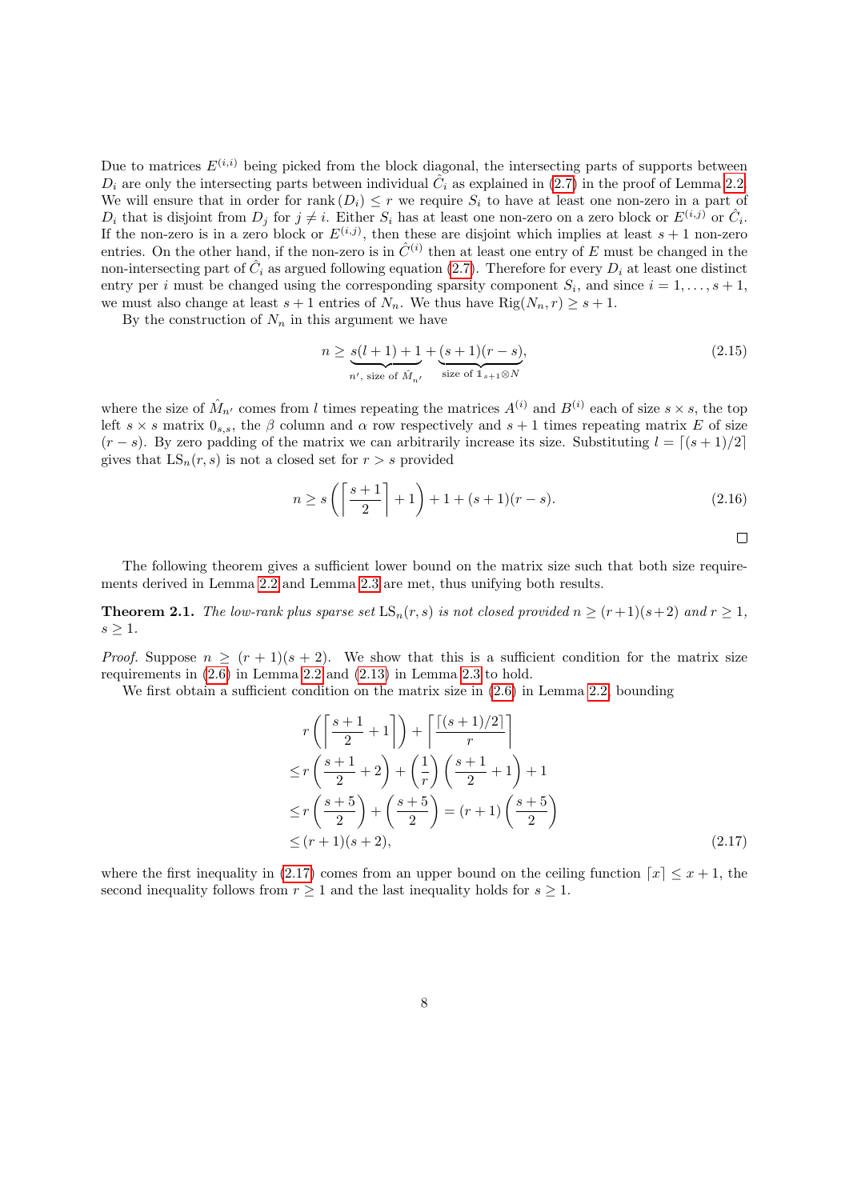Due to matrices $E^{(i,i)}$ being picked from the block diagonal, the intersecting parts of supports between $D_i$ are only the intersecting parts between individual $\hat{C}_i$ as explained in (2.7) in the proof of Lemma 2.2. We will ensure that in order for $\operatorname{rank}(D_i) \leq r$ we require $S_i$ to have at least one non-zero in a part of $D_i$ that is disjoint from $D_j$ for $j \neq i$. Either $S_i$ has at least one non-zero on a zero block or $E^{(i,j)}$ or $\hat{C}_i$. If the non-zero is in a zero block or $E^{(i,j)}$, then these are disjoint which implies at least $s+1$ non-zero entries. On the other hand, if the non-zero is in $\hat{C}^{(i)}$ then at least one entry of $E$ must be changed in the non-intersecting part of $\hat{C}_i$ as argued following equation (2.7). Therefore for every $D_i$ at least one distinct entry per $i$ must be changed using the corresponding sparsity component $S_i$, and since $i = 1, \dots, s+1$, we must also change at least $s+1$ entries of $N_n$. We thus have $\operatorname{Rig}(N_n, r) \geq s+1$.

By the construction of $N_n$ in this argument we have

$$n \geq \underbrace{s(l+1)+1}_{n',\ \text{size of } \hat{M}_{n'}} + \underbrace{(s+1)(r-s)}_{\text{size of } \mathbb{1}_{s+1} \otimes N}, \tag{2.15}$$

where the size of $\hat{M}_{n'}$ comes from $l$ times repeating the matrices $A^{(i)}$ and $B^{(i)}$ each of size $s \times s$, the top left $s \times s$ matrix $0_{s,s}$, the $\beta$ column and $\alpha$ row respectively and $s+1$ times repeating matrix $E$ of size $(r-s)$. By zero padding of the matrix we can arbitrarily increase its size. Substituting $l = \lceil (s+1)/2 \rceil$ gives that $\operatorname{LS}_n(r,s)$ is not a closed set for $r > s$ provided

$$n \geq s\left(\left\lceil \frac{s+1}{2} \right\rceil + 1\right) + 1 + (s+1)(r-s). \tag{2.16}$$

□

The following theorem gives a sufficient lower bound on the matrix size such that both size requirements derived in Lemma 2.2 and Lemma 2.3 are met, thus unifying both results.

**Theorem 2.1.** *The low-rank plus sparse set $\operatorname{LS}_n(r,s)$ is not closed provided $n \geq (r+1)(s+2)$ and $r \geq 1$, $s \geq 1$.*

*Proof.* Suppose $n \geq (r+1)(s+2)$. We show that this is a sufficient condition for the matrix size requirements in (2.6) in Lemma 2.2 and (2.13) in Lemma 2.3 to hold.

We first obtain a sufficient condition on the matrix size in (2.6) in Lemma 2.2, bounding

$$\begin{aligned}
& r\left(\left\lceil \frac{s+1}{2} + 1 \right\rceil\right) + \left\lceil \frac{\lceil (s+1)/2 \rceil}{r} \right\rceil \\
\leq\, & r\left(\frac{s+1}{2} + 2\right) + \left(\frac{1}{r}\right)\left(\frac{s+1}{2} + 1\right) + 1 \\
\leq\, & r\left(\frac{s+5}{2}\right) + \left(\frac{s+5}{2}\right) = (r+1)\left(\frac{s+5}{2}\right) \\
\leq\, & (r+1)(s+2),
\end{aligned} \tag{2.17}$$

where the first inequality in (2.17) comes from an upper bound on the ceiling function $\lceil x \rceil \leq x+1$, the second inequality follows from $r \geq 1$ and the last inequality holds for $s \geq 1$.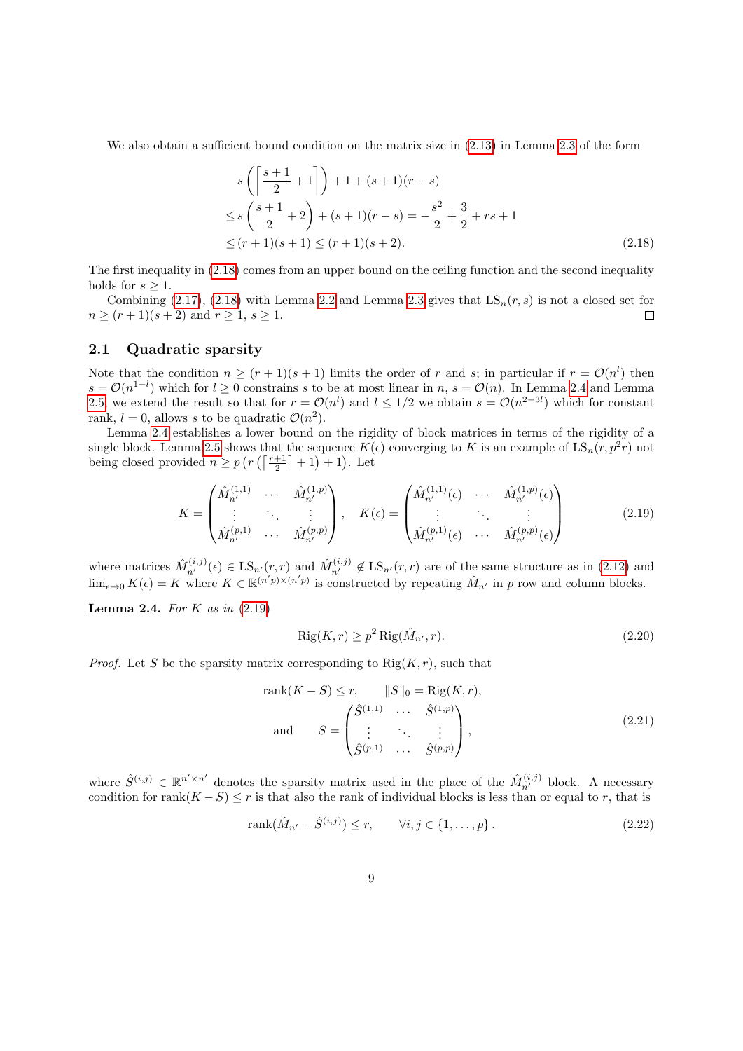We also obtain a sufficient bound condition on the matrix size in (2.13) in Lemma 2.3 of the form

$$
\begin{aligned}
&s\left(\left\lceil \frac{s+1}{2}+1\right\rceil\right)+1+(s+1)(r-s) \\
&\leq s\left(\frac{s+1}{2}+2\right)+(s+1)(r-s) = -\frac{s^2}{2}+\frac{3}{2}+rs+1 \\
&\leq (r+1)(s+1) \leq (r+1)(s+2). \qquad (2.18)
\end{aligned}
$$

The first inequality in (2.18) comes from an upper bound on the ceiling function and the second inequality holds for $s \geq 1$.

Combining (2.17), (2.18) with Lemma 2.2 and Lemma 2.3 gives that $\mathrm{LS}_n(r,s)$ is not a closed set for $n \geq (r+1)(s+2)$ and $r \geq 1$, $s \geq 1$. □

## 2.1 Quadratic sparsity

Note that the condition $n \geq (r+1)(s+1)$ limits the order of $r$ and $s$; in particular if $r = \mathcal{O}(n^l)$ then $s = \mathcal{O}(n^{1-l})$ which for $l \geq 0$ constrains $s$ to be at most linear in $n$, $s = \mathcal{O}(n)$. In Lemma 2.4 and Lemma 2.5 we extend the result so that for $r = \mathcal{O}(n^l)$ and $l \leq 1/2$ we obtain $s = \mathcal{O}(n^{2-3l})$ which for constant rank, $l = 0$, allows $s$ to be quadratic $\mathcal{O}(n^2)$.

Lemma 2.4 establishes a lower bound on the rigidity of block matrices in terms of the rigidity of a single block. Lemma 2.5 shows that the sequence $K(\epsilon)$ converging to $K$ is an example of $\mathrm{LS}_n(r, p^2 r)$ not being closed provided $n \geq p\left(r\left(\left\lceil\frac{r+1}{2}\right\rceil+1\right)+1\right)$. Let

$$
K = \begin{pmatrix} \hat{M}_{n'}^{(1,1)} & \cdots & \hat{M}_{n'}^{(1,p)} \\ \vdots & \ddots & \vdots \\ \hat{M}_{n'}^{(p,1)} & \cdots & \hat{M}_{n'}^{(p,p)} \end{pmatrix}, \quad K(\epsilon) = \begin{pmatrix} \hat{M}_{n'}^{(1,1)}(\epsilon) & \cdots & \hat{M}_{n'}^{(1,p)}(\epsilon) \\ \vdots & \ddots & \vdots \\ \hat{M}_{n'}^{(p,1)}(\epsilon) & \cdots & \hat{M}_{n'}^{(p,p)}(\epsilon) \end{pmatrix} \qquad (2.19)
$$

where matrices $\hat{M}_{n'}^{(i,j)}(\epsilon) \in \mathrm{LS}_{n'}(r,r)$ and $\hat{M}_{n'}^{(i,j)} \notin \mathrm{LS}_{n'}(r,r)$ are of the same structure as in (2.12) and $\lim_{\epsilon\to 0} K(\epsilon) = K$ where $K \in \mathbb{R}^{(n'p)\times(n'p)}$ is constructed by repeating $\hat{M}_{n'}$ in $p$ row and column blocks.

**Lemma 2.4.** *For $K$ as in (2.19)*

$$
\mathrm{Rig}(K,r) \geq p^2\, \mathrm{Rig}(\hat{M}_{n'}, r). \qquad (2.20)
$$

*Proof.* Let $S$ be the sparsity matrix corresponding to $\mathrm{Rig}(K,r)$, such that

$$
\begin{aligned}
&\mathrm{rank}(K-S) \leq r, \qquad \|S\|_0 = \mathrm{Rig}(K,r), \\
&\text{and} \qquad S = \begin{pmatrix} \hat{S}^{(1,1)} & \cdots & \hat{S}^{(1,p)} \\ \vdots & \ddots & \vdots \\ \hat{S}^{(p,1)} & \cdots & \hat{S}^{(p,p)} \end{pmatrix},
\end{aligned} \qquad (2.21)
$$

where $\hat{S}^{(i,j)} \in \mathbb{R}^{n'\times n'}$ denotes the sparsity matrix used in the place of the $\hat{M}_{n'}^{(i,j)}$ block. A necessary condition for $\mathrm{rank}(K-S) \leq r$ is that also the rank of individual blocks is less than or equal to $r$, that is

$$
\mathrm{rank}(\hat{M}_{n'} - \hat{S}^{(i,j)}) \leq r, \qquad \forall i,j \in \{1,\ldots,p\}. \qquad (2.22)
$$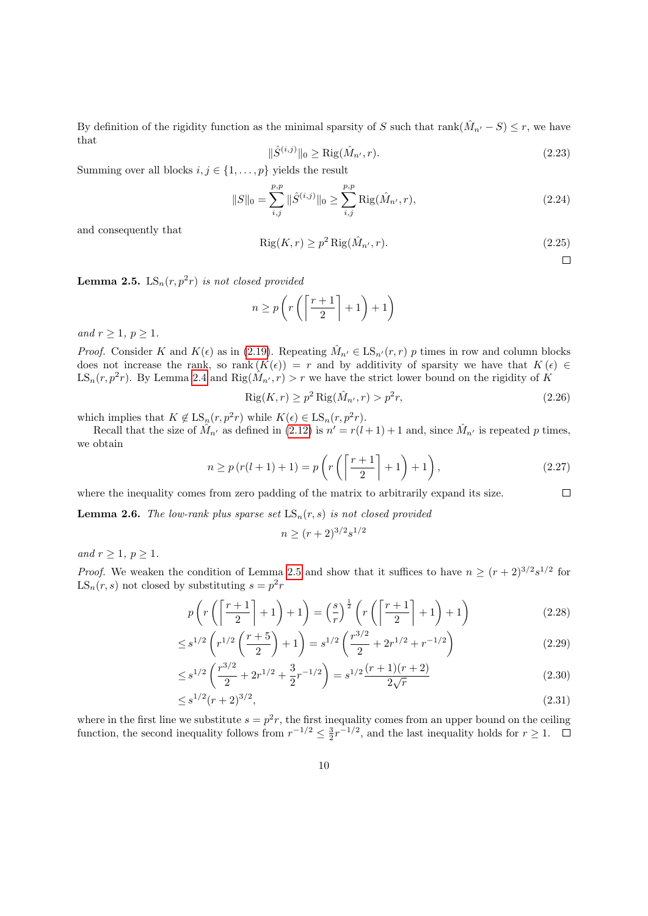By definition of the rigidity function as the minimal sparsity of $S$ such that $\operatorname{rank}(\hat{M}_{n'} - S) \leq r$, we have that

$$\|\hat{S}^{(i,j)}\|_0 \geq \operatorname{Rig}(\hat{M}_{n'}, r). \tag{2.23}$$

Summing over all blocks $i, j \in \{1, \ldots, p\}$ yields the result

$$\|S\|_0 = \sum_{i,j}^{p,p} \|\hat{S}^{(i,j)}\|_0 \geq \sum_{i,j}^{p,p} \operatorname{Rig}(\hat{M}_{n'}, r), \tag{2.24}$$

and consequently that

$$\operatorname{Rig}(K, r) \geq p^2 \operatorname{Rig}(\hat{M}_{n'}, r). \tag{2.25}$$

□

**Lemma 2.5.** *$\mathrm{LS}_n(r, p^2 r)$ is not closed provided*

$$n \geq p\left(r\left(\left\lceil \frac{r+1}{2} \right\rceil + 1\right) + 1\right)$$

*and $r \geq 1$, $p \geq 1$.*

*Proof.* Consider $K$ and $K(\epsilon)$ as in (2.19). Repeating $\hat{M}_{n'} \in \mathrm{LS}_{n'}(r, r)$ $p$ times in row and column blocks does not increase the rank, so $\operatorname{rank}(K(\epsilon)) = r$ and by additivity of sparsity we have that $K(\epsilon) \in \mathrm{LS}_n(r, p^2 r)$. By Lemma 2.4 and $\operatorname{Rig}(\hat{M}_{n'}, r) > r$ we have the strict lower bound on the rigidity of $K$

$$\operatorname{Rig}(K, r) \geq p^2 \operatorname{Rig}(\hat{M}_{n'}, r) > p^2 r, \tag{2.26}$$

which implies that $K \notin \mathrm{LS}_n(r, p^2 r)$ while $K(\epsilon) \in \mathrm{LS}_n(r, p^2 r)$.

Recall that the size of $\hat{M}_{n'}$ as defined in (2.12) is $n' = r(l+1) + 1$ and, since $\hat{M}_{n'}$ is repeated $p$ times, we obtain

$$n \geq p\left(r(l+1) + 1\right) = p\left(r\left(\left\lceil \frac{r+1}{2} \right\rceil + 1\right) + 1\right), \tag{2.27}$$

where the inequality comes from zero padding of the matrix to arbitrarily expand its size. □

**Lemma 2.6.** *The low-rank plus sparse set $\mathrm{LS}_n(r, s)$ is not closed provided*

$$n \geq (r+2)^{3/2} s^{1/2}$$

*and $r \geq 1$, $p \geq 1$.*

*Proof.* We weaken the condition of Lemma 2.5 and show that it suffices to have $n \geq (r+2)^{3/2} s^{1/2}$ for $\mathrm{LS}_n(r, s)$ not closed by substituting $s = p^2 r$

$$p\left(r\left(\left\lceil \frac{r+1}{2} \right\rceil + 1\right) + 1\right) = \left(\frac{s}{r}\right)^{\frac{1}{2}} \left(r\left(\left\lceil \frac{r+1}{2} \right\rceil + 1\right) + 1\right) \tag{2.28}$$

$$\leq s^{1/2}\left(r^{1/2}\left(\frac{r+5}{2}\right) + 1\right) = s^{1/2}\left(\frac{r^{3/2}}{2} + 2r^{1/2} + r^{-1/2}\right) \tag{2.29}$$

$$\leq s^{1/2}\left(\frac{r^{3/2}}{2} + 2r^{1/2} + \frac{3}{2} r^{-1/2}\right) = s^{1/2} \frac{(r+1)(r+2)}{2\sqrt{r}} \tag{2.30}$$

$$\leq s^{1/2}(r+2)^{3/2}, \tag{2.31}$$

where in the first line we substitute $s = p^2 r$, the first inequality comes from an upper bound on the ceiling function, the second inequality follows from $r^{-1/2} \leq \frac{3}{2} r^{-1/2}$, and the last inequality holds for $r \geq 1$. □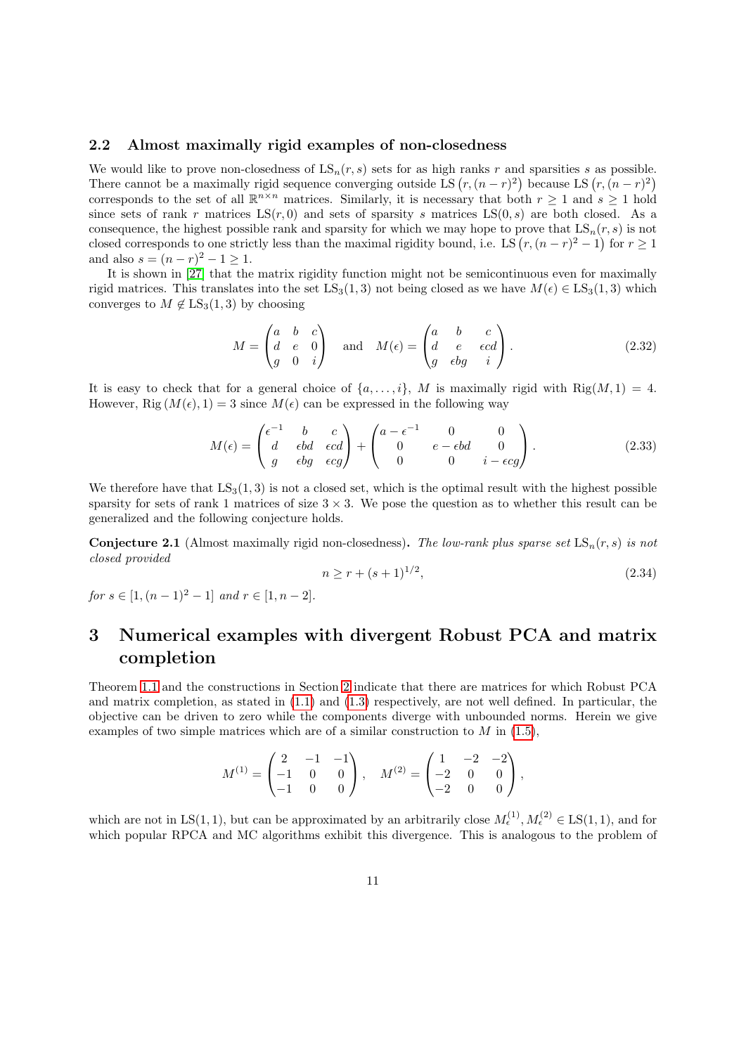### 2.2 Almost maximally rigid examples of non-closedness

We would like to prove non-closedness of $\mathrm{LS}_n(r,s)$ sets for as high ranks $r$ and sparsities $s$ as possible. There cannot be a maximally rigid sequence converging outside $\mathrm{LS}\left(r,(n-r)^2\right)$ because $\mathrm{LS}\left(r,(n-r)^2\right)$ corresponds to the set of all $\mathbb{R}^{n\times n}$ matrices. Similarly, it is necessary that both $r \geq 1$ and $s \geq 1$ hold since sets of rank $r$ matrices $\mathrm{LS}(r,0)$ and sets of sparsity $s$ matrices $\mathrm{LS}(0,s)$ are both closed. As a consequence, the highest possible rank and sparsity for which we may hope to prove that $\mathrm{LS}_n(r,s)$ is not closed corresponds to one strictly less than the maximal rigidity bound, i.e. $\mathrm{LS}\left(r,(n-r)^2-1\right)$ for $r \geq 1$ and also $s = (n-r)^2 - 1 \geq 1$.

It is shown in [27] that the matrix rigidity function might not be semicontinuous even for maximally rigid matrices. This translates into the set $\mathrm{LS}_3(1,3)$ not being closed as we have $M(\epsilon) \in \mathrm{LS}_3(1,3)$ which converges to $M \notin \mathrm{LS}_3(1,3)$ by choosing

$$
M = \begin{pmatrix} a & b & c \\ d & e & 0 \\ g & 0 & i \end{pmatrix} \quad \text{and} \quad M(\epsilon) = \begin{pmatrix} a & b & c \\ d & e & \epsilon cd \\ g & \epsilon bg & i \end{pmatrix}. \tag{2.32}
$$

It is easy to check that for a general choice of $\{a,\ldots,i\}$, $M$ is maximally rigid with $\mathrm{Rig}(M,1) = 4$. However, $\mathrm{Rig}\left(M(\epsilon),1\right) = 3$ since $M(\epsilon)$ can be expressed in the following way

$$
M(\epsilon) = \begin{pmatrix} \epsilon^{-1} & b & c \\ d & \epsilon bd & \epsilon cd \\ g & \epsilon bg & \epsilon cg \end{pmatrix} + \begin{pmatrix} a-\epsilon^{-1} & 0 & 0 \\ 0 & e-\epsilon bd & 0 \\ 0 & 0 & i-\epsilon cg \end{pmatrix}. \tag{2.33}
$$

We therefore have that $\mathrm{LS}_3(1,3)$ is not a closed set, which is the optimal result with the highest possible sparsity for sets of rank 1 matrices of size $3\times 3$. We pose the question as to whether this result can be generalized and the following conjecture holds.

**Conjecture 2.1** (Almost maximally rigid non-closedness)**.** *The low-rank plus sparse set* $\mathrm{LS}_n(r,s)$ *is not closed provided*

$$
n \geq r + (s+1)^{1/2}, \tag{2.34}
$$

*for* $s \in [1,(n-1)^2-1]$ *and* $r \in [1,n-2]$.

# 3 Numerical examples with divergent Robust PCA and matrix completion

Theorem 1.1 and the constructions in Section 2 indicate that there are matrices for which Robust PCA and matrix completion, as stated in (1.1) and (1.3) respectively, are not well defined. In particular, the objective can be driven to zero while the components diverge with unbounded norms. Herein we give examples of two simple matrices which are of a similar construction to $M$ in (1.5),

$$
M^{(1)} = \begin{pmatrix} 2 & -1 & -1 \\ -1 & 0 & 0 \\ -1 & 0 & 0 \end{pmatrix}, \quad M^{(2)} = \begin{pmatrix} 1 & -2 & -2 \\ -2 & 0 & 0 \\ -2 & 0 & 0 \end{pmatrix},
$$

which are not in $\mathrm{LS}(1,1)$, but can be approximated by an arbitrarily close $M^{(1)}_\epsilon, M^{(2)}_\epsilon \in \mathrm{LS}(1,1)$, and for which popular RPCA and MC algorithms exhibit this divergence. This is analogous to the problem of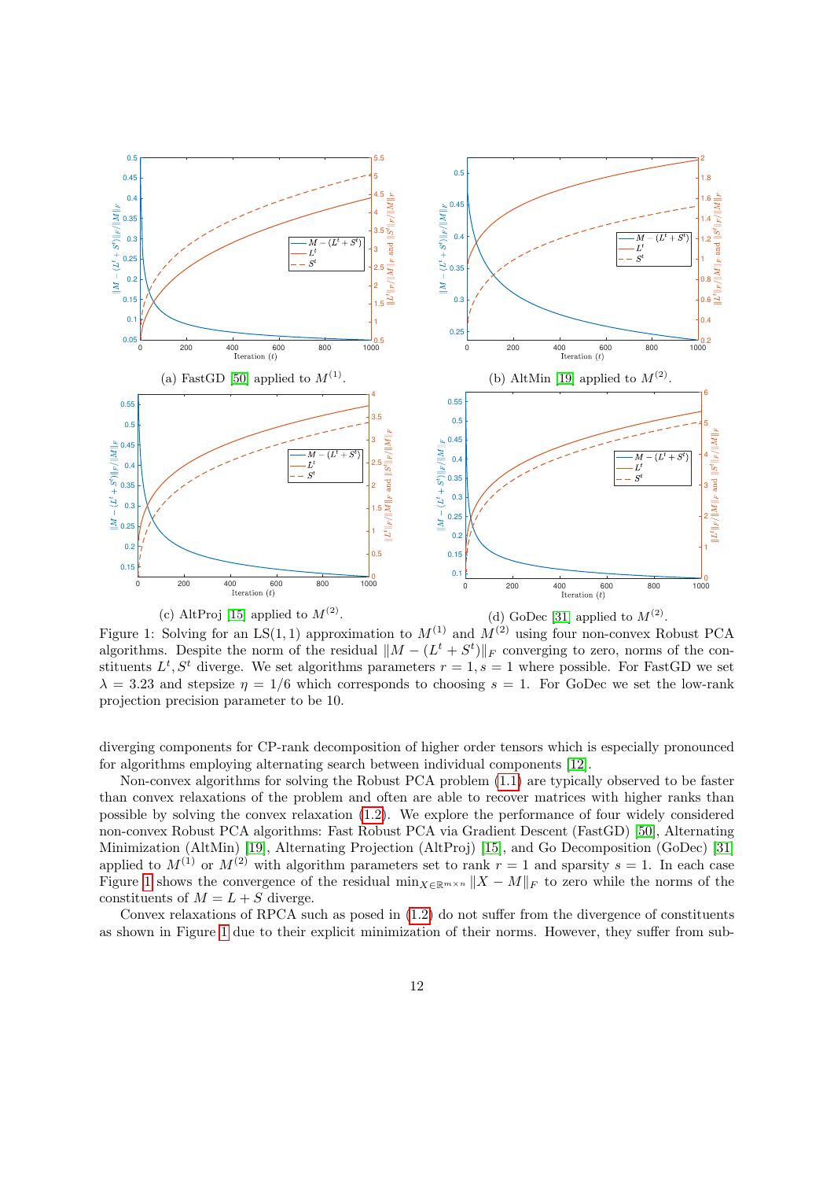(a) FastGD [50] applied to $M^{(1)}$.

(b) AltMin [19] applied to $M^{(2)}$.

(c) AltProj [15] applied to $M^{(2)}$.

(d) GoDec [31] applied to $M^{(2)}$.

Figure 1: Solving for an LS(1, 1) approximation to $M^{(1)}$ and $M^{(2)}$ using four non-convex Robust PCA algorithms. Despite the norm of the residual $\|M - (L^t + S^t)\|_F$ converging to zero, norms of the constituents $L^t, S^t$ diverge. We set algorithms parameters $r = 1, s = 1$ where possible. For FastGD we set $\lambda = 3.23$ and stepsize $\eta = 1/6$ which corresponds to choosing $s = 1$. For GoDec we set the low-rank projection precision parameter to be 10.

diverging components for CP-rank decomposition of higher order tensors which is especially pronounced for algorithms employing alternating search between individual components [12].

Non-convex algorithms for solving the Robust PCA problem (1.1) are typically observed to be faster than convex relaxations of the problem and often are able to recover matrices with higher ranks than possible by solving the convex relaxation (1.2). We explore the performance of four widely considered non-convex Robust PCA algorithms: Fast Robust PCA via Gradient Descent (FastGD) [50], Alternating Minimization (AltMin) [19], Alternating Projection (AltProj) [15], and Go Decomposition (GoDec) [31] applied to $M^{(1)}$ or $M^{(2)}$ with algorithm parameters set to rank $r = 1$ and sparsity $s = 1$. In each case Figure 1 shows the convergence of the residual $\min_{X \in \mathbb{R}^{m\times n}} \|X - M\|_F$ to zero while the norms of the constituents of $M = L + S$ diverge.

Convex relaxations of RPCA such as posed in (1.2) do not suffer from the divergence of constituents as shown in Figure 1 due to their explicit minimization of their norms. However, they suffer from sub-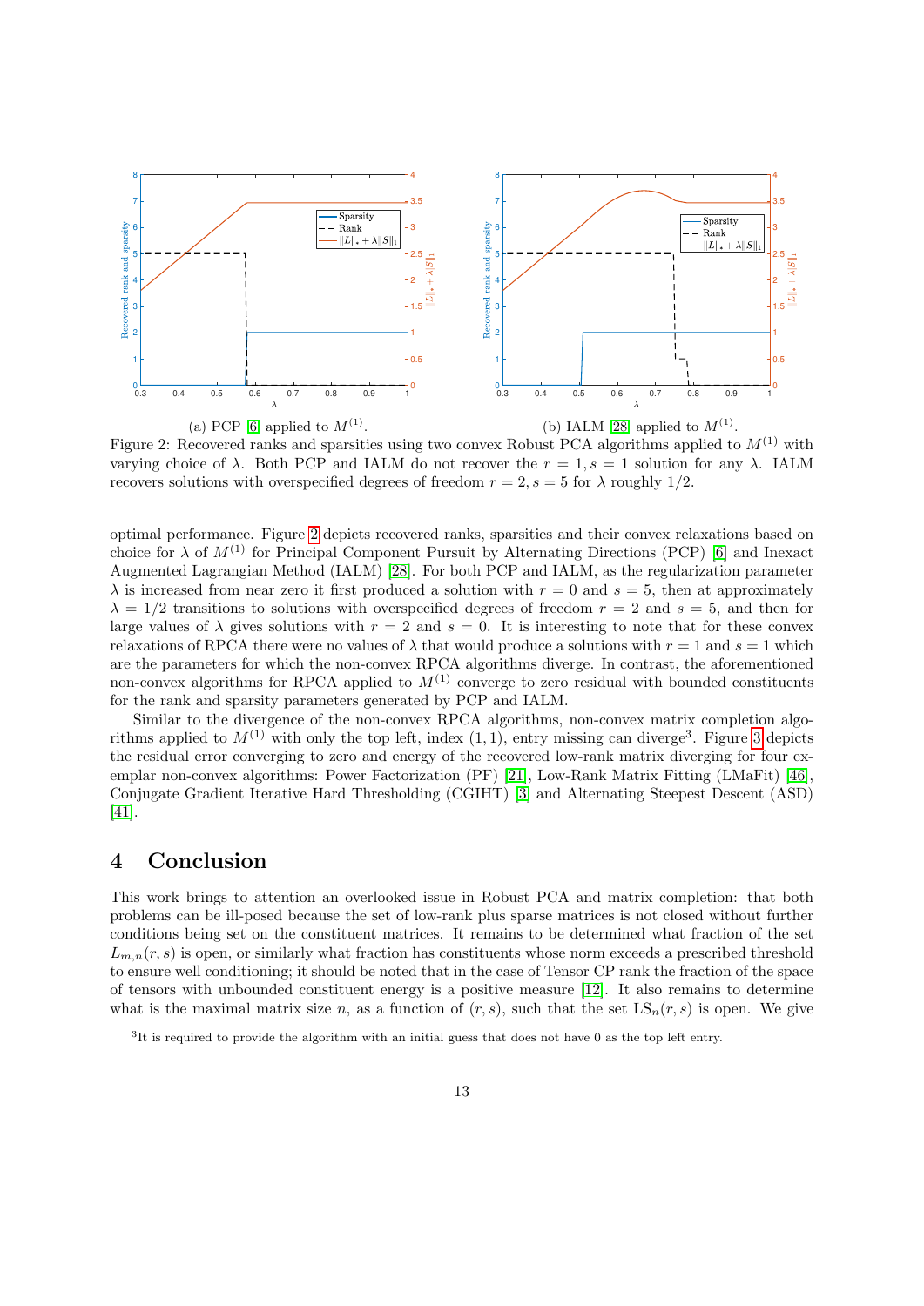(a) PCP [6] applied to $M^{(1)}$.

(b) IALM [28] applied to $M^{(1)}$.

Figure 2: Recovered ranks and sparsities using two convex Robust PCA algorithms applied to $M^{(1)}$ with varying choice of $\lambda$. Both PCP and IALM do not recover the $r = 1, s = 1$ solution for any $\lambda$. IALM recovers solutions with overspecified degrees of freedom $r = 2, s = 5$ for $\lambda$ roughly 1/2.

optimal performance. Figure 2 depicts recovered ranks, sparsities and their convex relaxations based on choice for $\lambda$ of $M^{(1)}$ for Principal Component Pursuit by Alternating Directions (PCP) [6] and Inexact Augmented Lagrangian Method (IALM) [28]. For both PCP and IALM, as the regularization parameter $\lambda$ is increased from near zero it first produced a solution with $r = 0$ and $s = 5$, then at approximately $\lambda = 1/2$ transitions to solutions with overspecified degrees of freedom $r = 2$ and $s = 5$, and then for large values of $\lambda$ gives solutions with $r = 2$ and $s = 0$. It is interesting to note that for these convex relaxations of RPCA there were no values of $\lambda$ that would produce a solutions with $r = 1$ and $s = 1$ which are the parameters for which the non-convex RPCA algorithms diverge. In contrast, the aforementioned non-convex algorithms for RPCA applied to $M^{(1)}$ converge to zero residual with bounded constituents for the rank and sparsity parameters generated by PCP and IALM.

Similar to the divergence of the non-convex RPCA algorithms, non-convex matrix completion algorithms applied to $M^{(1)}$ with only the top left, index $(1, 1)$, entry missing can diverge[3]. Figure 3 depicts the residual error converging to zero and energy of the recovered low-rank matrix diverging for four exemplar non-convex algorithms: Power Factorization (PF) [21], Low-Rank Matrix Fitting (LMaFit) [46], Conjugate Gradient Iterative Hard Thresholding (CGIHT) [3] and Alternating Steepest Descent (ASD) [41].

# 4 Conclusion

This work brings to attention an overlooked issue in Robust PCA and matrix completion: that both problems can be ill-posed because the set of low-rank plus sparse matrices is not closed without further conditions being set on the constituent matrices. It remains to be determined what fraction of the set $L_{m,n}(r, s)$ is open, or similarly what fraction has constituents whose norm exceeds a prescribed threshold to ensure well conditioning; it should be noted that in the case of Tensor CP rank the fraction of the space of tensors with unbounded constituent energy is a positive measure [12]. It also remains to determine what is the maximal matrix size $n$, as a function of $(r, s)$, such that the set $\mathrm{LS}_n(r, s)$ is open. We give

[3]It is required to provide the algorithm with an initial guess that does not have 0 as the top left entry.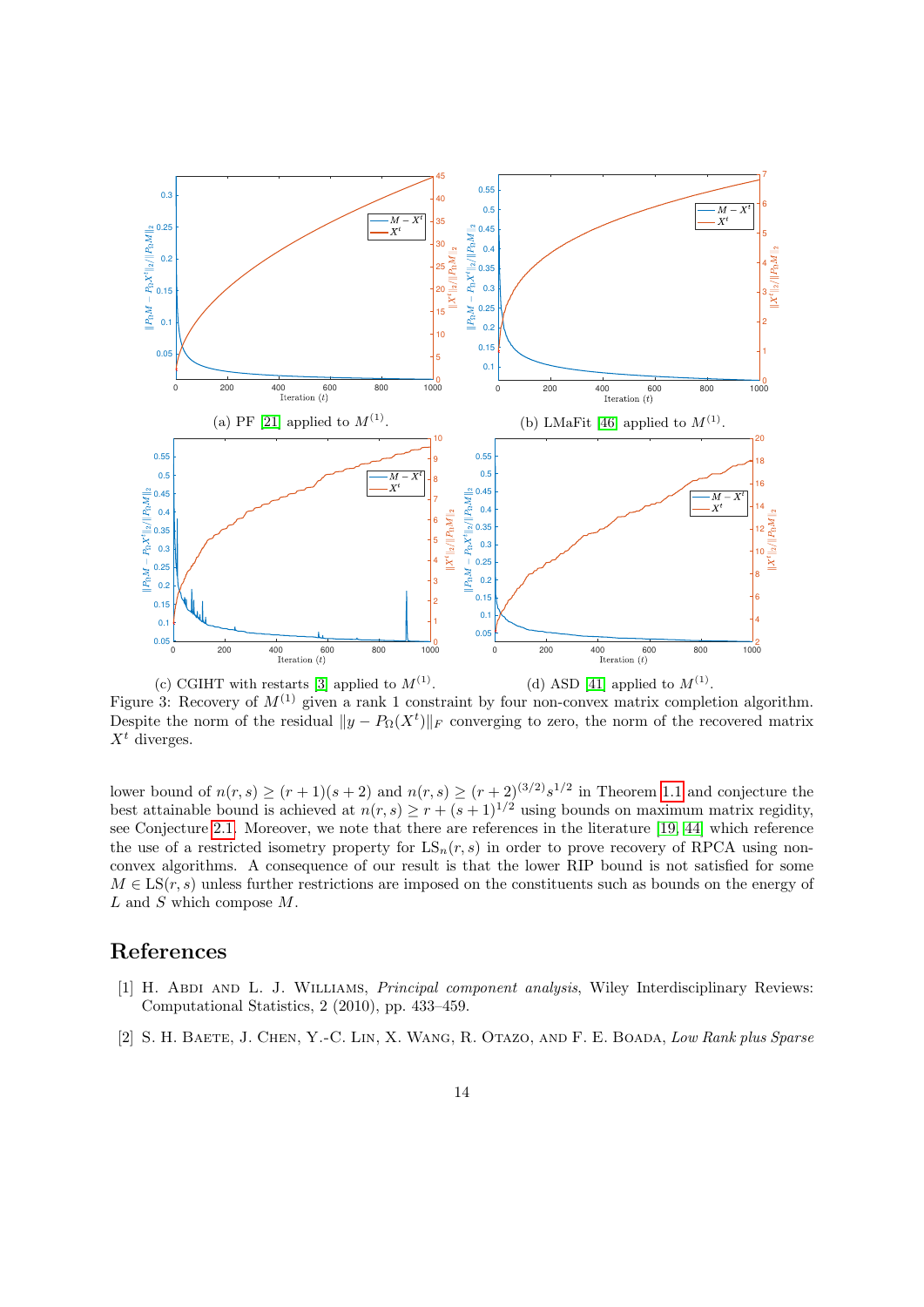(a) PF [21] applied to $M^{(1)}$.

(b) LMaFit [46] applied to $M^{(1)}$.

(c) CGIHT with restarts [3] applied to $M^{(1)}$.

(d) ASD [41] applied to $M^{(1)}$.

Figure 3: Recovery of $M^{(1)}$ given a rank 1 constraint by four non-convex matrix completion algorithm. Despite the norm of the residual $\|y - P_\Omega(X^t)\|_F$ converging to zero, the norm of the recovered matrix $X^t$ diverges.

lower bound of $n(r, s) \geq (r+1)(s+2)$ and $n(r, s) \geq (r+2)^{(3/2)} s^{1/2}$ in Theorem 1.1 and conjecture the best attainable bound is achieved at $n(r, s) \geq r + (s+1)^{1/2}$ using bounds on maximum matrix regidity, see Conjecture 2.1. Moreover, we note that there are references in the literature [19, 44] which reference the use of a restricted isometry property for $\mathrm{LS}_n(r, s)$ in order to prove recovery of RPCA using non-convex algorithms. A consequence of our result is that the lower RIP bound is not satisfied for some $M \in \mathrm{LS}(r, s)$ unless further restrictions are imposed on the constituents such as bounds on the energy of $L$ and $S$ which compose $M$.

## References

[1] H. Abdi and L. J. Williams, *Principal component analysis*, Wiley Interdisciplinary Reviews: Computational Statistics, 2 (2010), pp. 433–459.

[2] S. H. Baete, J. Chen, Y.-C. Lin, X. Wang, R. Otazo, and F. E. Boada, *Low Rank plus Sparse*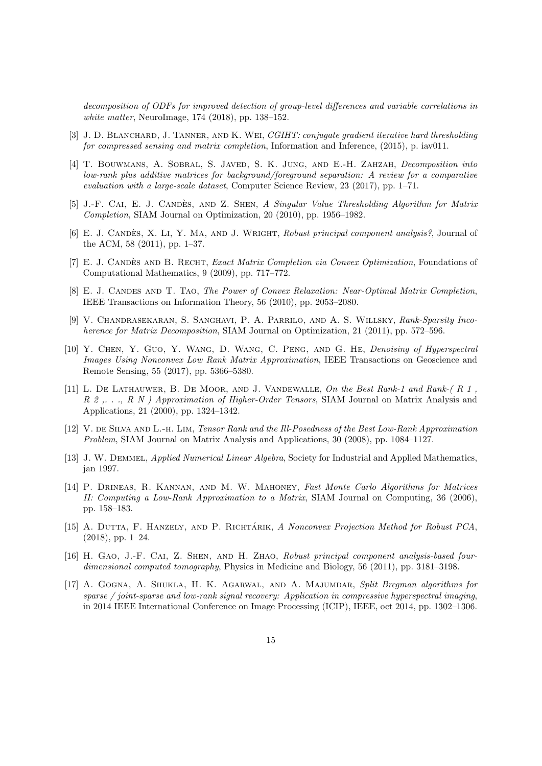*decomposition of ODFs for improved detection of group-level differences and variable correlations in white matter*, NeuroImage, 174 (2018), pp. 138–152.

[3] J. D. Blanchard, J. Tanner, and K. Wei, *CGIHT: conjugate gradient iterative hard thresholding for compressed sensing and matrix completion*, Information and Inference, (2015), p. iav011.

[4] T. Bouwmans, A. Sobral, S. Javed, S. K. Jung, and E.-H. Zahzah, *Decomposition into low-rank plus additive matrices for background/foreground separation: A review for a comparative evaluation with a large-scale dataset*, Computer Science Review, 23 (2017), pp. 1–71.

[5] J.-F. Cai, E. J. Candès, and Z. Shen, *A Singular Value Thresholding Algorithm for Matrix Completion*, SIAM Journal on Optimization, 20 (2010), pp. 1956–1982.

[6] E. J. Candès, X. Li, Y. Ma, and J. Wright, *Robust principal component analysis?*, Journal of the ACM, 58 (2011), pp. 1–37.

[7] E. J. Candès and B. Recht, *Exact Matrix Completion via Convex Optimization*, Foundations of Computational Mathematics, 9 (2009), pp. 717–772.

[8] E. J. Candes and T. Tao, *The Power of Convex Relaxation: Near-Optimal Matrix Completion*, IEEE Transactions on Information Theory, 56 (2010), pp. 2053–2080.

[9] V. Chandrasekaran, S. Sanghavi, P. A. Parrilo, and A. S. Willsky, *Rank-Sparsity Incoherence for Matrix Decomposition*, SIAM Journal on Optimization, 21 (2011), pp. 572–596.

[10] Y. Chen, Y. Guo, Y. Wang, D. Wang, C. Peng, and G. He, *Denoising of Hyperspectral Images Using Nonconvex Low Rank Matrix Approximation*, IEEE Transactions on Geoscience and Remote Sensing, 55 (2017), pp. 5366–5380.

[11] L. De Lathauwer, B. De Moor, and J. Vandewalle, *On the Best Rank-1 and Rank-( R 1 , R 2 ,. . ., R N ) Approximation of Higher-Order Tensors*, SIAM Journal on Matrix Analysis and Applications, 21 (2000), pp. 1324–1342.

[12] V. de Silva and L.-h. Lim, *Tensor Rank and the Ill-Posedness of the Best Low-Rank Approximation Problem*, SIAM Journal on Matrix Analysis and Applications, 30 (2008), pp. 1084–1127.

[13] J. W. Demmel, *Applied Numerical Linear Algebra*, Society for Industrial and Applied Mathematics, jan 1997.

[14] P. Drineas, R. Kannan, and M. W. Mahoney, *Fast Monte Carlo Algorithms for Matrices II: Computing a Low-Rank Approximation to a Matrix*, SIAM Journal on Computing, 36 (2006), pp. 158–183.

[15] A. Dutta, F. Hanzely, and P. Richtárik, *A Nonconvex Projection Method for Robust PCA*, (2018), pp. 1–24.

[16] H. Gao, J.-F. Cai, Z. Shen, and H. Zhao, *Robust principal component analysis-based four-dimensional computed tomography*, Physics in Medicine and Biology, 56 (2011), pp. 3181–3198.

[17] A. Gogna, A. Shukla, H. K. Agarwal, and A. Majumdar, *Split Bregman algorithms for sparse / joint-sparse and low-rank signal recovery: Application in compressive hyperspectral imaging*, in 2014 IEEE International Conference on Image Processing (ICIP), IEEE, oct 2014, pp. 1302–1306.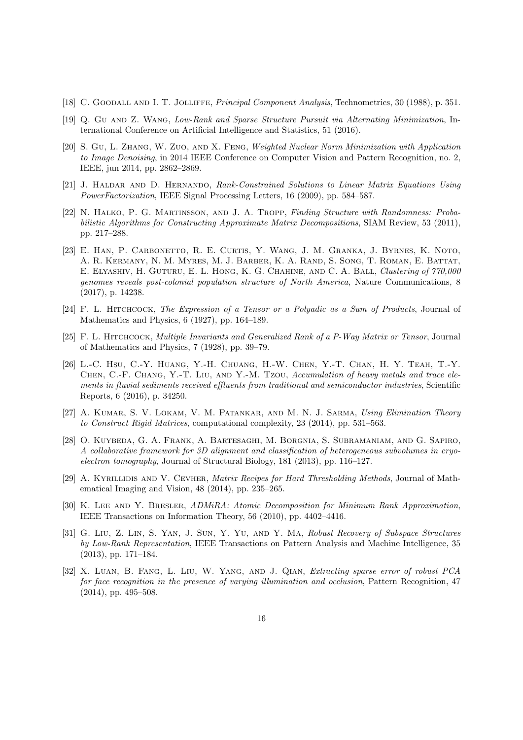[18] C. Goodall and I. T. Jolliffe, *Principal Component Analysis*, Technometrics, 30 (1988), p. 351.

[19] Q. Gu and Z. Wang, *Low-Rank and Sparse Structure Pursuit via Alternating Minimization*, International Conference on Artificial Intelligence and Statistics, 51 (2016).

[20] S. Gu, L. Zhang, W. Zuo, and X. Feng, *Weighted Nuclear Norm Minimization with Application to Image Denoising*, in 2014 IEEE Conference on Computer Vision and Pattern Recognition, no. 2, IEEE, jun 2014, pp. 2862–2869.

[21] J. Haldar and D. Hernando, *Rank-Constrained Solutions to Linear Matrix Equations Using PowerFactorization*, IEEE Signal Processing Letters, 16 (2009), pp. 584–587.

[22] N. Halko, P. G. Martinsson, and J. A. Tropp, *Finding Structure with Randomness: Probabilistic Algorithms for Constructing Approximate Matrix Decompositions*, SIAM Review, 53 (2011), pp. 217–288.

[23] E. Han, P. Carbonetto, R. E. Curtis, Y. Wang, J. M. Granka, J. Byrnes, K. Noto, A. R. Kermany, N. M. Myres, M. J. Barber, K. A. Rand, S. Song, T. Roman, E. Battat, E. Elyashiv, H. Guturu, E. L. Hong, K. G. Chahine, and C. A. Ball, *Clustering of 770,000 genomes reveals post-colonial population structure of North America*, Nature Communications, 8 (2017), p. 14238.

[24] F. L. Hitchcock, *The Expression of a Tensor or a Polyadic as a Sum of Products*, Journal of Mathematics and Physics, 6 (1927), pp. 164–189.

[25] F. L. Hitchcock, *Multiple Invariants and Generalized Rank of a P-Way Matrix or Tensor*, Journal of Mathematics and Physics, 7 (1928), pp. 39–79.

[26] L.-C. Hsu, C.-Y. Huang, Y.-H. Chuang, H.-W. Chen, Y.-T. Chan, H. Y. Teah, T.-Y. Chen, C.-F. Chang, Y.-T. Liu, and Y.-M. Tzou, *Accumulation of heavy metals and trace elements in fluvial sediments received effluents from traditional and semiconductor industries*, Scientific Reports, 6 (2016), p. 34250.

[27] A. Kumar, S. V. Lokam, V. M. Patankar, and M. N. J. Sarma, *Using Elimination Theory to Construct Rigid Matrices*, computational complexity, 23 (2014), pp. 531–563.

[28] O. Kuybeda, G. A. Frank, A. Bartesaghi, M. Borgnia, S. Subramaniam, and G. Sapiro, *A collaborative framework for 3D alignment and classification of heterogeneous subvolumes in cryo-electron tomography*, Journal of Structural Biology, 181 (2013), pp. 116–127.

[29] A. Kyrillidis and V. Cevher, *Matrix Recipes for Hard Thresholding Methods*, Journal of Mathematical Imaging and Vision, 48 (2014), pp. 235–265.

[30] K. Lee and Y. Bresler, *ADMiRA: Atomic Decomposition for Minimum Rank Approximation*, IEEE Transactions on Information Theory, 56 (2010), pp. 4402–4416.

[31] G. Liu, Z. Lin, S. Yan, J. Sun, Y. Yu, and Y. Ma, *Robust Recovery of Subspace Structures by Low-Rank Representation*, IEEE Transactions on Pattern Analysis and Machine Intelligence, 35 (2013), pp. 171–184.

[32] X. Luan, B. Fang, L. Liu, W. Yang, and J. Qian, *Extracting sparse error of robust PCA for face recognition in the presence of varying illumination and occlusion*, Pattern Recognition, 47 (2014), pp. 495–508.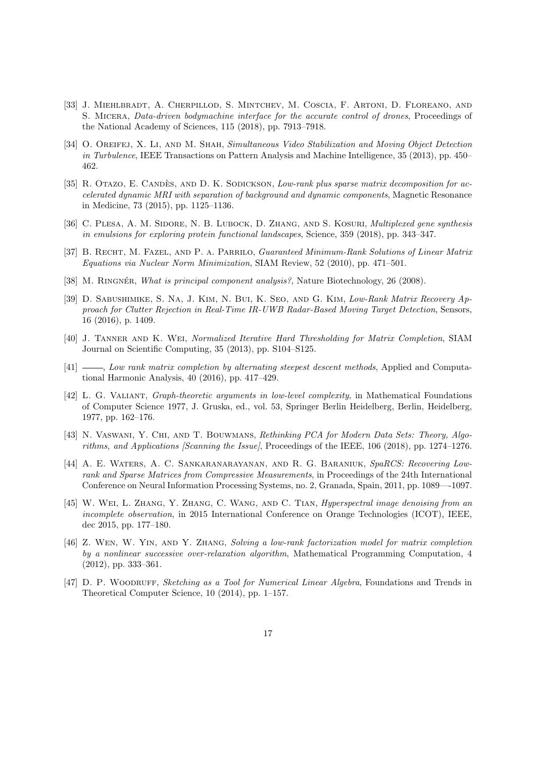[33] J. Miehlbradt, A. Cherpillod, S. Mintchev, M. Coscia, F. Artoni, D. Floreano, and S. Micera, *Data-driven bodymachine interface for the accurate control of drones*, Proceedings of the National Academy of Sciences, 115 (2018), pp. 7913–7918.

[34] O. Oreifej, X. Li, and M. Shah, *Simultaneous Video Stabilization and Moving Object Detection in Turbulence*, IEEE Transactions on Pattern Analysis and Machine Intelligence, 35 (2013), pp. 450–462.

[35] R. Otazo, E. Candès, and D. K. Sodickson, *Low-rank plus sparse matrix decomposition for accelerated dynamic MRI with separation of background and dynamic components*, Magnetic Resonance in Medicine, 73 (2015), pp. 1125–1136.

[36] C. Plesa, A. M. Sidore, N. B. Lubock, D. Zhang, and S. Kosuri, *Multiplexed gene synthesis in emulsions for exploring protein functional landscapes*, Science, 359 (2018), pp. 343–347.

[37] B. Recht, M. Fazel, and P. a. Parrilo, *Guaranteed Minimum-Rank Solutions of Linear Matrix Equations via Nuclear Norm Minimization*, SIAM Review, 52 (2010), pp. 471–501.

[38] M. Ringnér, *What is principal component analysis?*, Nature Biotechnology, 26 (2008).

[39] D. Sabushimike, S. Na, J. Kim, N. Bui, K. Seo, and G. Kim, *Low-Rank Matrix Recovery Approach for Clutter Rejection in Real-Time IR-UWB Radar-Based Moving Target Detection*, Sensors, 16 (2016), p. 1409.

[40] J. Tanner and K. Wei, *Normalized Iterative Hard Thresholding for Matrix Completion*, SIAM Journal on Scientific Computing, 35 (2013), pp. S104–S125.

[41] ——, *Low rank matrix completion by alternating steepest descent methods*, Applied and Computational Harmonic Analysis, 40 (2016), pp. 417–429.

[42] L. G. Valiant, *Graph-theoretic arguments in low-level complexity*, in Mathematical Foundations of Computer Science 1977, J. Gruska, ed., vol. 53, Springer Berlin Heidelberg, Berlin, Heidelberg, 1977, pp. 162–176.

[43] N. Vaswani, Y. Chi, and T. Bouwmans, *Rethinking PCA for Modern Data Sets: Theory, Algorithms, and Applications [Scanning the Issue]*, Proceedings of the IEEE, 106 (2018), pp. 1274–1276.

[44] A. E. Waters, A. C. Sankaranarayanan, and R. G. Baraniuk, *SpaRCS: Recovering Low-rank and Sparse Matrices from Compressive Measurements*, in Proceedings of the 24th International Conference on Neural Information Processing Systems, no. 2, Granada, Spain, 2011, pp. 1089—-1097.

[45] W. Wei, L. Zhang, Y. Zhang, C. Wang, and C. Tian, *Hyperspectral image denoising from an incomplete observation*, in 2015 International Conference on Orange Technologies (ICOT), IEEE, dec 2015, pp. 177–180.

[46] Z. Wen, W. Yin, and Y. Zhang, *Solving a low-rank factorization model for matrix completion by a nonlinear successive over-relaxation algorithm*, Mathematical Programming Computation, 4 (2012), pp. 333–361.

[47] D. P. Woodruff, *Sketching as a Tool for Numerical Linear Algebra*, Foundations and Trends in Theoretical Computer Science, 10 (2014), pp. 1–157.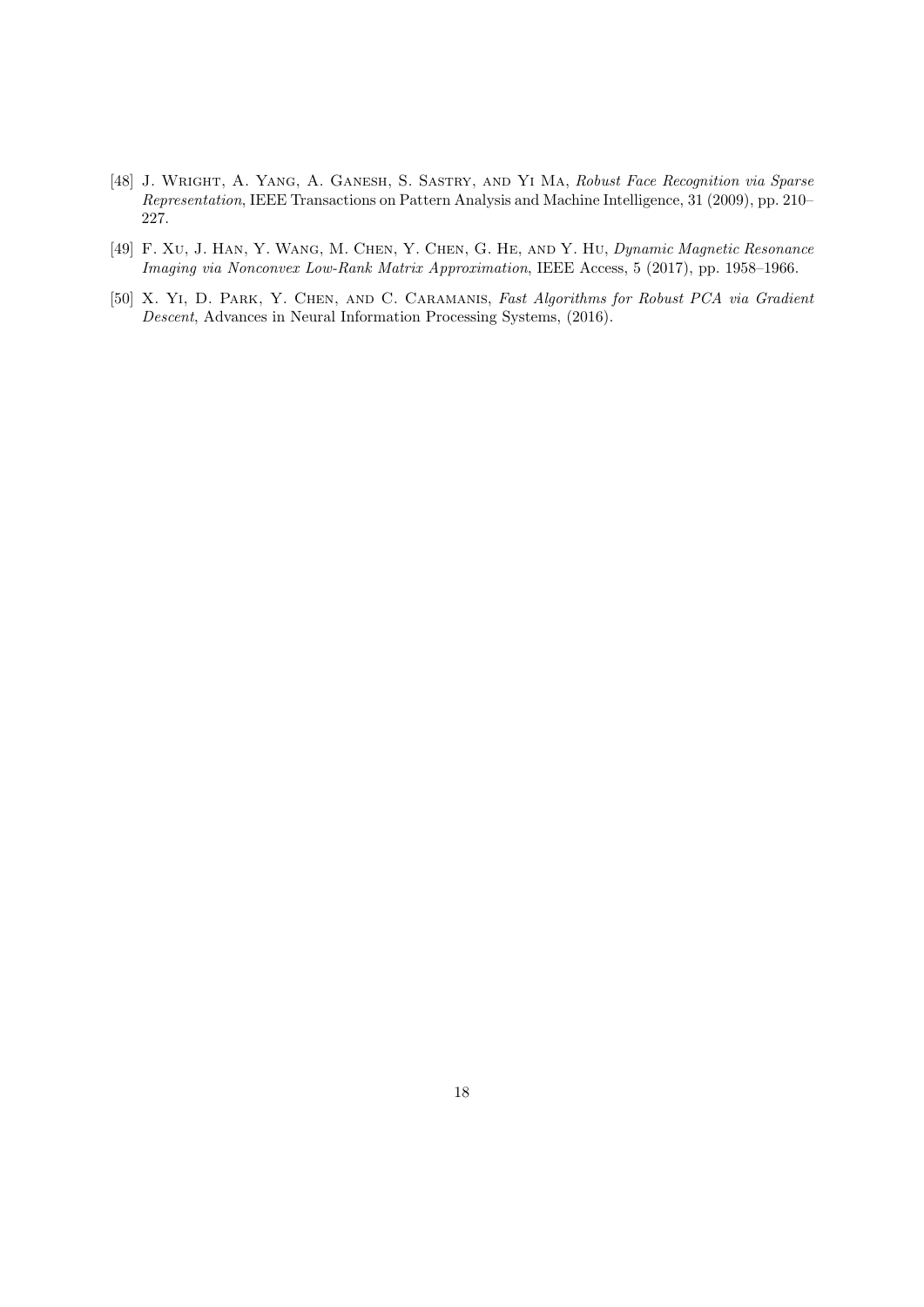[48] J. Wright, A. Yang, A. Ganesh, S. Sastry, and Yi Ma, *Robust Face Recognition via Sparse Representation*, IEEE Transactions on Pattern Analysis and Machine Intelligence, 31 (2009), pp. 210–227.

[49] F. Xu, J. Han, Y. Wang, M. Chen, Y. Chen, G. He, and Y. Hu, *Dynamic Magnetic Resonance Imaging via Nonconvex Low-Rank Matrix Approximation*, IEEE Access, 5 (2017), pp. 1958–1966.

[50] X. Yi, D. Park, Y. Chen, and C. Caramanis, *Fast Algorithms for Robust PCA via Gradient Descent*, Advances in Neural Information Processing Systems, (2016).